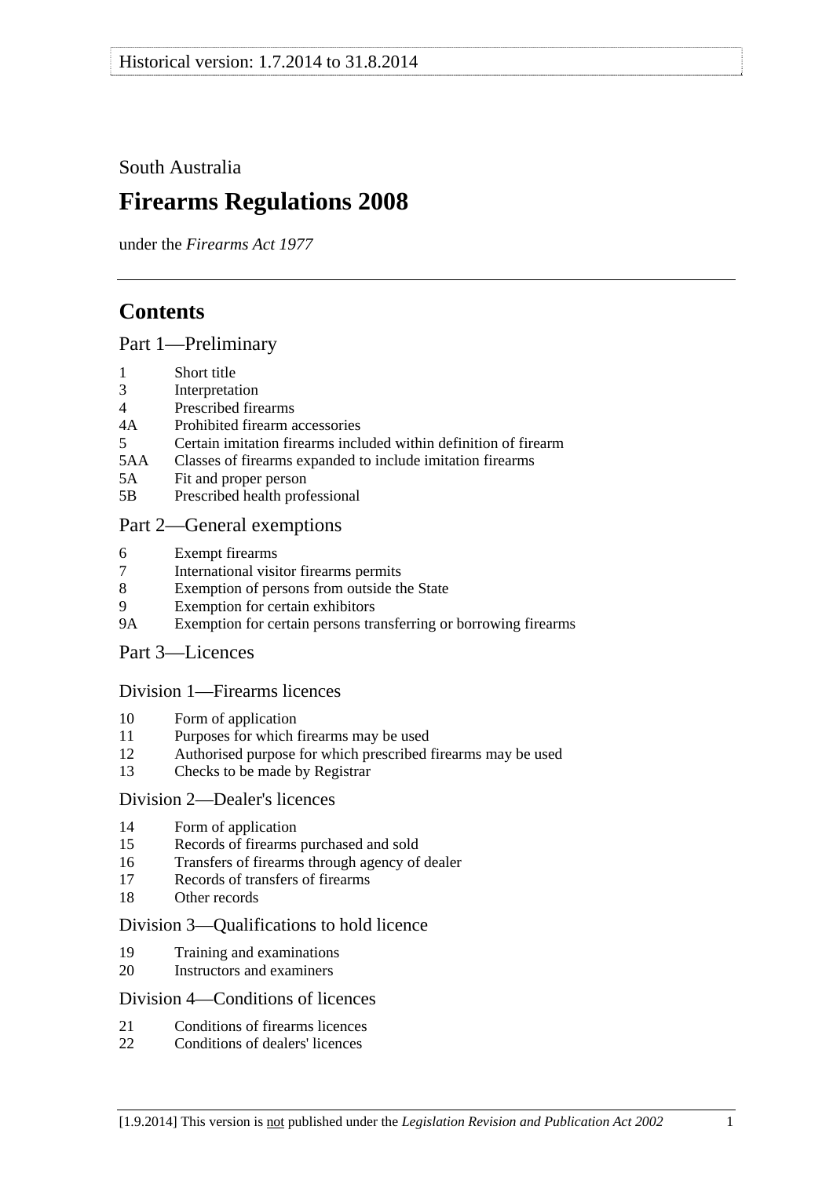South Australia

# Firearms Regulations 2008

under the *Firearms Act 1977*

## Contents

### Part 1—Preliminary

1 Short title
3 Interpretation
4 Prescribed firearms
4A Prohibited firearm accessories
5 Certain imitation firearms included within definition of firearm
5AA Classes of firearms expanded to include imitation firearms
5A Fit and proper person
5B Prescribed health professional

### Part 2—General exemptions

6 Exempt firearms
7 International visitor firearms permits
8 Exemption of persons from outside the State
9 Exemption for certain exhibitors
9A Exemption for certain persons transferring or borrowing firearms

### Part 3—Licences

#### Division 1—Firearms licences

10 Form of application
11 Purposes for which firearms may be used
12 Authorised purpose for which prescribed firearms may be used
13 Checks to be made by Registrar

#### Division 2—Dealer's licences

14 Form of application
15 Records of firearms purchased and sold
16 Transfers of firearms through agency of dealer
17 Records of transfers of firearms
18 Other records

#### Division 3—Qualifications to hold licence

19 Training and examinations
20 Instructors and examiners

#### Division 4—Conditions of licences

21 Conditions of firearms licences
22 Conditions of dealers' licences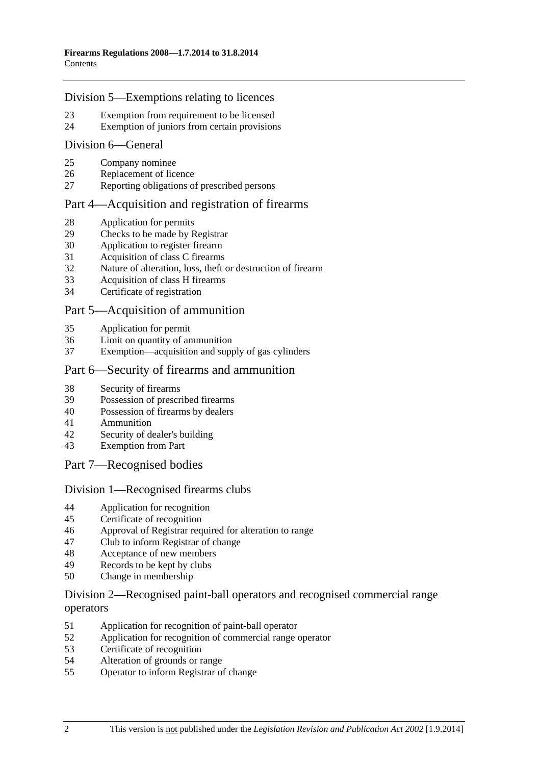## Division 5—Exemptions relating to licences

23 Exemption from requirement to be licensed
24 Exemption of juniors from certain provisions

## Division 6—General

25 Company nominee
26 Replacement of licence
27 Reporting obligations of prescribed persons

## Part 4—Acquisition and registration of firearms

28 Application for permits
29 Checks to be made by Registrar
30 Application to register firearm
31 Acquisition of class C firearms
32 Nature of alteration, loss, theft or destruction of firearm
33 Acquisition of class H firearms
34 Certificate of registration

## Part 5—Acquisition of ammunition

35 Application for permit
36 Limit on quantity of ammunition
37 Exemption—acquisition and supply of gas cylinders

## Part 6—Security of firearms and ammunition

38 Security of firearms
39 Possession of prescribed firearms
40 Possession of firearms by dealers
41 Ammunition
42 Security of dealer's building
43 Exemption from Part

## Part 7—Recognised bodies

## Division 1—Recognised firearms clubs

44 Application for recognition
45 Certificate of recognition
46 Approval of Registrar required for alteration to range
47 Club to inform Registrar of change
48 Acceptance of new members
49 Records to be kept by clubs
50 Change in membership

## Division 2—Recognised paint-ball operators and recognised commercial range operators

51 Application for recognition of paint-ball operator
52 Application for recognition of commercial range operator
53 Certificate of recognition
54 Alteration of grounds or range
55 Operator to inform Registrar of change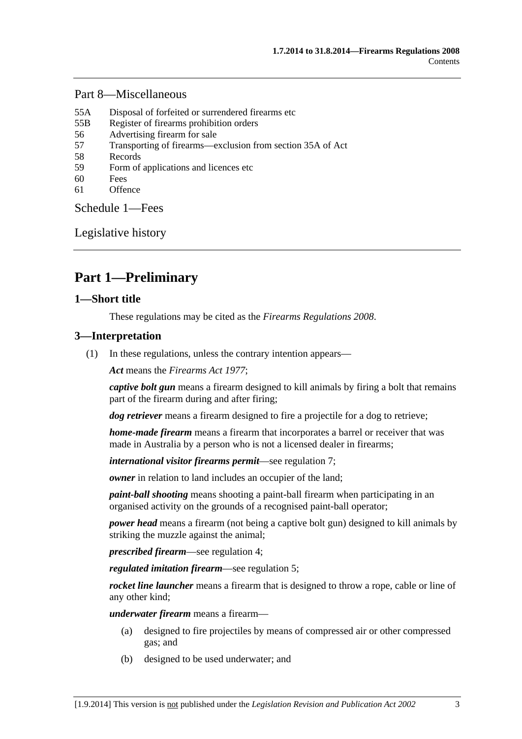## Part 8—Miscellaneous

55A Disposal of forfeited or surrendered firearms etc
55B Register of firearms prohibition orders
56 Advertising firearm for sale
57 Transporting of firearms—exclusion from section 35A of Act
58 Records
59 Form of applications and licences etc
60 Fees
61 Offence

Schedule 1—Fees

Legislative history

# Part 1—Preliminary

## 1—Short title

These regulations may be cited as the *Firearms Regulations 2008*.

## 3—Interpretation

(1) In these regulations, unless the contrary intention appears—

***Act*** means the *Firearms Act 1977*;

***captive bolt gun*** means a firearm designed to kill animals by firing a bolt that remains part of the firearm during and after firing;

***dog retriever*** means a firearm designed to fire a projectile for a dog to retrieve;

***home-made firearm*** means a firearm that incorporates a barrel or receiver that was made in Australia by a person who is not a licensed dealer in firearms;

***international visitor firearms permit***—see regulation 7;

***owner*** in relation to land includes an occupier of the land;

***paint-ball shooting*** means shooting a paint-ball firearm when participating in an organised activity on the grounds of a recognised paint-ball operator;

***power head*** means a firearm (not being a captive bolt gun) designed to kill animals by striking the muzzle against the animal;

***prescribed firearm***—see regulation 4;

***regulated imitation firearm***—see regulation 5;

***rocket line launcher*** means a firearm that is designed to throw a rope, cable or line of any other kind;

***underwater firearm*** means a firearm—

(a) designed to fire projectiles by means of compressed air or other compressed gas; and

(b) designed to be used underwater; and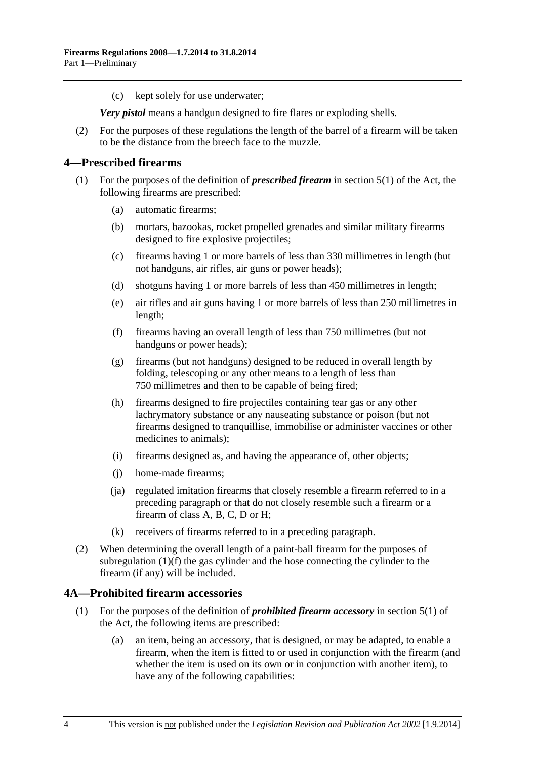(c) kept solely for use underwater;

***Very pistol*** means a handgun designed to fire flares or exploding shells.

(2) For the purposes of these regulations the length of the barrel of a firearm will be taken to be the distance from the breech face to the muzzle.

## 4—Prescribed firearms

(1) For the purposes of the definition of ***prescribed firearm*** in section 5(1) of the Act, the following firearms are prescribed:

(a) automatic firearms;

(b) mortars, bazookas, rocket propelled grenades and similar military firearms designed to fire explosive projectiles;

(c) firearms having 1 or more barrels of less than 330 millimetres in length (but not handguns, air rifles, air guns or power heads);

(d) shotguns having 1 or more barrels of less than 450 millimetres in length;

(e) air rifles and air guns having 1 or more barrels of less than 250 millimetres in length;

(f) firearms having an overall length of less than 750 millimetres (but not handguns or power heads);

(g) firearms (but not handguns) designed to be reduced in overall length by folding, telescoping or any other means to a length of less than 750 millimetres and then to be capable of being fired;

(h) firearms designed to fire projectiles containing tear gas or any other lachrymatory substance or any nauseating substance or poison (but not firearms designed to tranquillise, immobilise or administer vaccines or other medicines to animals);

(i) firearms designed as, and having the appearance of, other objects;

(j) home-made firearms;

(ja) regulated imitation firearms that closely resemble a firearm referred to in a preceding paragraph or that do not closely resemble such a firearm or a firearm of class A, B, C, D or H;

(k) receivers of firearms referred to in a preceding paragraph.

(2) When determining the overall length of a paint-ball firearm for the purposes of subregulation (1)(f) the gas cylinder and the hose connecting the cylinder to the firearm (if any) will be included.

## 4A—Prohibited firearm accessories

(1) For the purposes of the definition of ***prohibited firearm accessory*** in section 5(1) of the Act, the following items are prescribed:

(a) an item, being an accessory, that is designed, or may be adapted, to enable a firearm, when the item is fitted to or used in conjunction with the firearm (and whether the item is used on its own or in conjunction with another item), to have any of the following capabilities: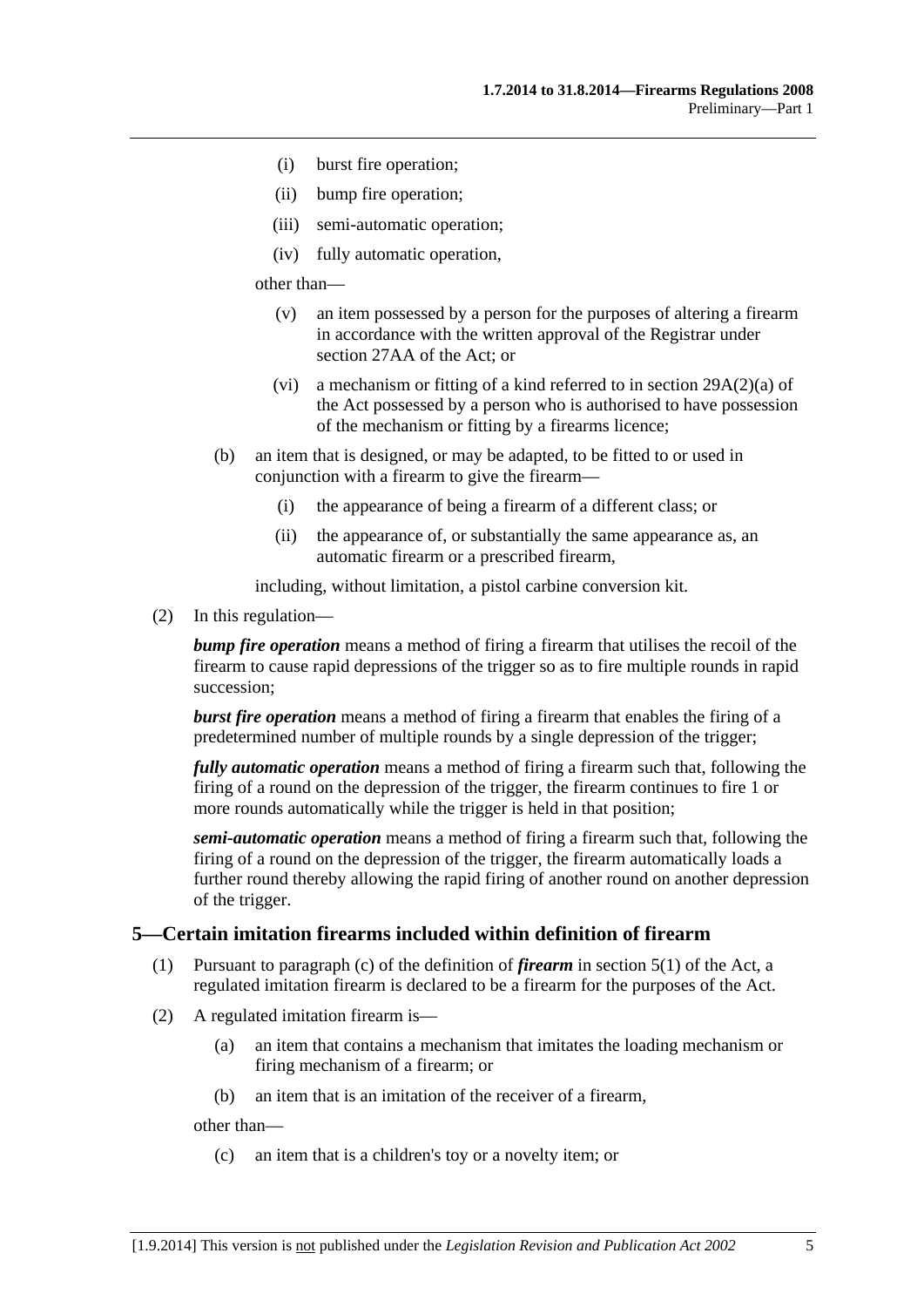(i) burst fire operation;

(ii) bump fire operation;

(iii) semi-automatic operation;

(iv) fully automatic operation,

other than—

(v) an item possessed by a person for the purposes of altering a firearm in accordance with the written approval of the Registrar under section 27AA of the Act; or

(vi) a mechanism or fitting of a kind referred to in section 29A(2)(a) of the Act possessed by a person who is authorised to have possession of the mechanism or fitting by a firearms licence;

(b) an item that is designed, or may be adapted, to be fitted to or used in conjunction with a firearm to give the firearm—

(i) the appearance of being a firearm of a different class; or

(ii) the appearance of, or substantially the same appearance as, an automatic firearm or a prescribed firearm,

including, without limitation, a pistol carbine conversion kit.

(2) In this regulation—

***bump fire operation*** means a method of firing a firearm that utilises the recoil of the firearm to cause rapid depressions of the trigger so as to fire multiple rounds in rapid succession;

***burst fire operation*** means a method of firing a firearm that enables the firing of a predetermined number of multiple rounds by a single depression of the trigger;

***fully automatic operation*** means a method of firing a firearm such that, following the firing of a round on the depression of the trigger, the firearm continues to fire 1 or more rounds automatically while the trigger is held in that position;

***semi-automatic operation*** means a method of firing a firearm such that, following the firing of a round on the depression of the trigger, the firearm automatically loads a further round thereby allowing the rapid firing of another round on another depression of the trigger.

## 5—Certain imitation firearms included within definition of firearm

(1) Pursuant to paragraph (c) of the definition of ***firearm*** in section 5(1) of the Act, a regulated imitation firearm is declared to be a firearm for the purposes of the Act.

(2) A regulated imitation firearm is—

(a) an item that contains a mechanism that imitates the loading mechanism or firing mechanism of a firearm; or

(b) an item that is an imitation of the receiver of a firearm,

other than—

(c) an item that is a children's toy or a novelty item; or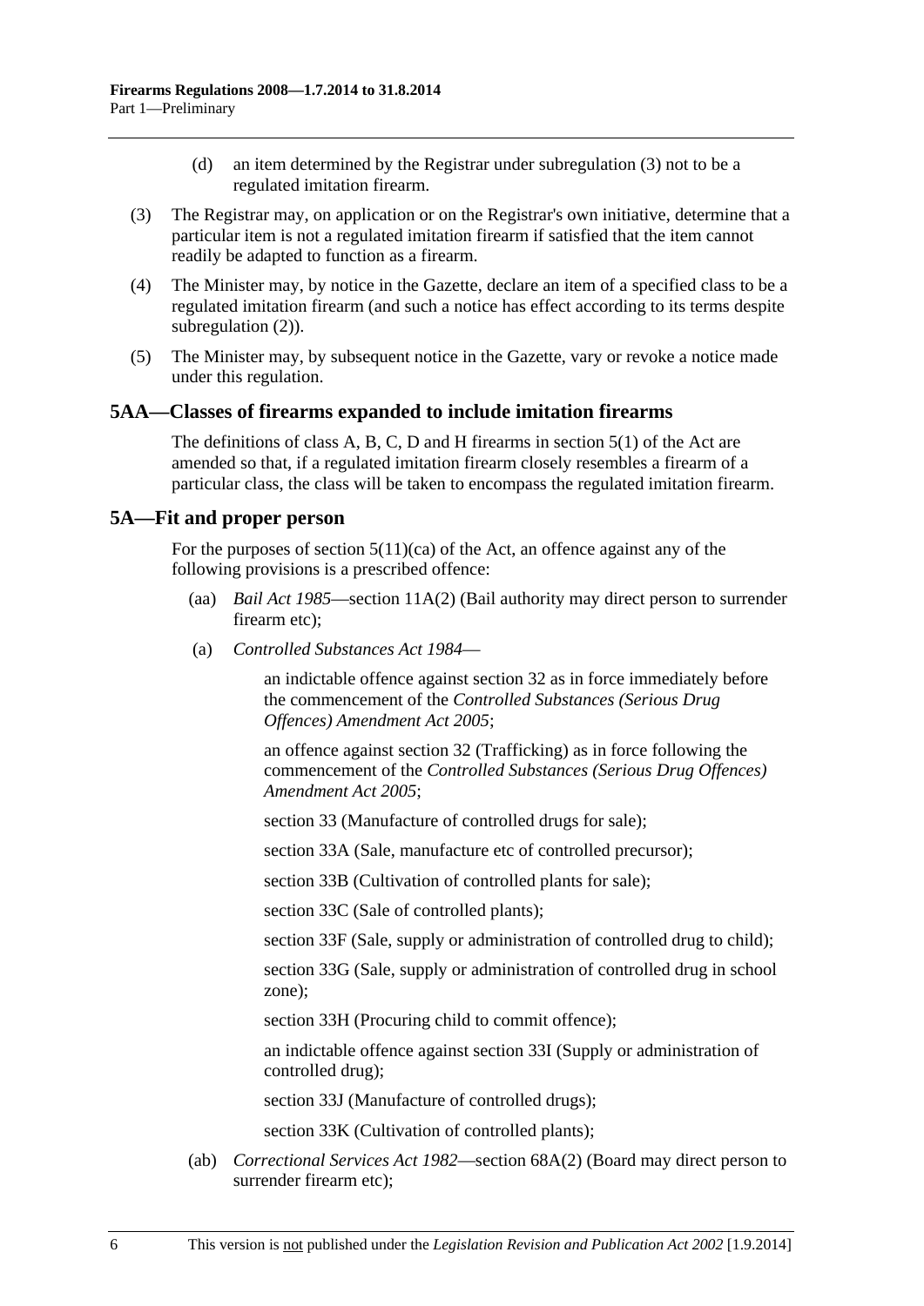(d) an item determined by the Registrar under subregulation (3) not to be a regulated imitation firearm.

(3) The Registrar may, on application or on the Registrar's own initiative, determine that a particular item is not a regulated imitation firearm if satisfied that the item cannot readily be adapted to function as a firearm.

(4) The Minister may, by notice in the Gazette, declare an item of a specified class to be a regulated imitation firearm (and such a notice has effect according to its terms despite subregulation (2)).

(5) The Minister may, by subsequent notice in the Gazette, vary or revoke a notice made under this regulation.

## 5AA—Classes of firearms expanded to include imitation firearms

The definitions of class A, B, C, D and H firearms in section 5(1) of the Act are amended so that, if a regulated imitation firearm closely resembles a firearm of a particular class, the class will be taken to encompass the regulated imitation firearm.

## 5A—Fit and proper person

For the purposes of section 5(11)(ca) of the Act, an offence against any of the following provisions is a prescribed offence:

(aa) *Bail Act 1985*—section 11A(2) (Bail authority may direct person to surrender firearm etc);

(a) *Controlled Substances Act 1984*—

an indictable offence against section 32 as in force immediately before the commencement of the *Controlled Substances (Serious Drug Offences) Amendment Act 2005*;

an offence against section 32 (Trafficking) as in force following the commencement of the *Controlled Substances (Serious Drug Offences) Amendment Act 2005*;

section 33 (Manufacture of controlled drugs for sale);

section 33A (Sale, manufacture etc of controlled precursor);

section 33B (Cultivation of controlled plants for sale);

section 33C (Sale of controlled plants);

section 33F (Sale, supply or administration of controlled drug to child);

section 33G (Sale, supply or administration of controlled drug in school zone);

section 33H (Procuring child to commit offence);

an indictable offence against section 33I (Supply or administration of controlled drug);

section 33J (Manufacture of controlled drugs);

section 33K (Cultivation of controlled plants);

(ab) *Correctional Services Act 1982*—section 68A(2) (Board may direct person to surrender firearm etc);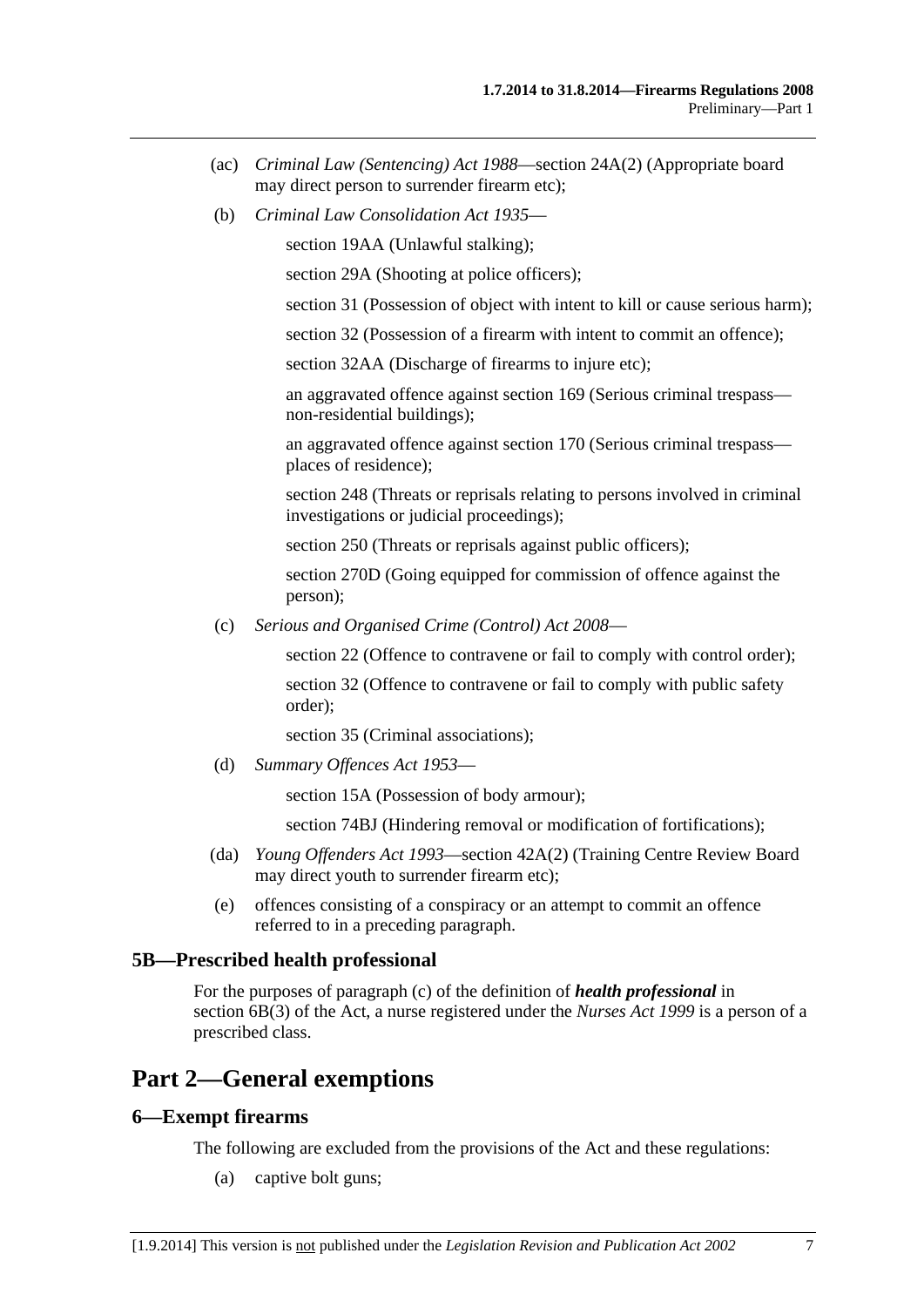(ac) *Criminal Law (Sentencing) Act 1988*—section 24A(2) (Appropriate board may direct person to surrender firearm etc);

(b) *Criminal Law Consolidation Act 1935*—

section 19AA (Unlawful stalking);

section 29A (Shooting at police officers);

section 31 (Possession of object with intent to kill or cause serious harm);

section 32 (Possession of a firearm with intent to commit an offence);

section 32AA (Discharge of firearms to injure etc);

an aggravated offence against section 169 (Serious criminal trespass—non-residential buildings);

an aggravated offence against section 170 (Serious criminal trespass—places of residence);

section 248 (Threats or reprisals relating to persons involved in criminal investigations or judicial proceedings);

section 250 (Threats or reprisals against public officers);

section 270D (Going equipped for commission of offence against the person);

(c) *Serious and Organised Crime (Control) Act 2008*—

section 22 (Offence to contravene or fail to comply with control order);

section 32 (Offence to contravene or fail to comply with public safety order);

section 35 (Criminal associations);

(d) *Summary Offences Act 1953*—

section 15A (Possession of body armour);

section 74BJ (Hindering removal or modification of fortifications);

(da) *Young Offenders Act 1993*—section 42A(2) (Training Centre Review Board may direct youth to surrender firearm etc);

(e) offences consisting of a conspiracy or an attempt to commit an offence referred to in a preceding paragraph.

### 5B—Prescribed health professional

For the purposes of paragraph (c) of the definition of ***health professional*** in section 6B(3) of the Act, a nurse registered under the *Nurses Act 1999* is a person of a prescribed class.

## Part 2—General exemptions

### 6—Exempt firearms

The following are excluded from the provisions of the Act and these regulations:

(a) captive bolt guns;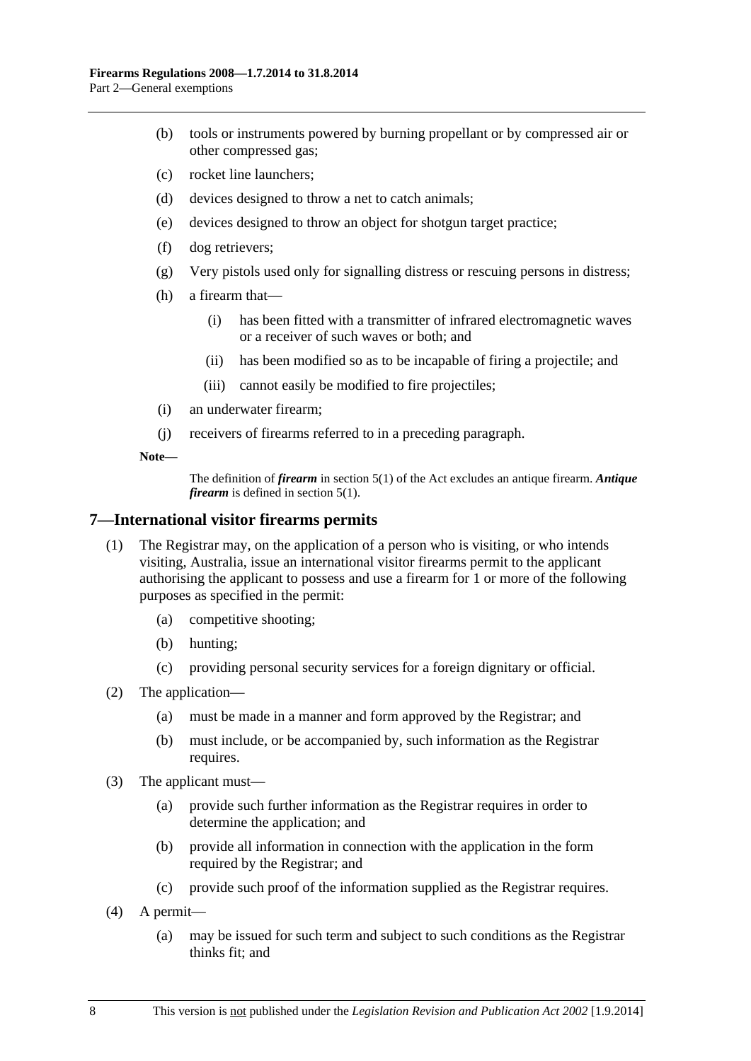(b) tools or instruments powered by burning propellant or by compressed air or other compressed gas;

(c) rocket line launchers;

(d) devices designed to throw a net to catch animals;

(e) devices designed to throw an object for shotgun target practice;

(f) dog retrievers;

(g) Very pistols used only for signalling distress or rescuing persons in distress;

(h) a firearm that—

  (i) has been fitted with a transmitter of infrared electromagnetic waves or a receiver of such waves or both; and

  (ii) has been modified so as to be incapable of firing a projectile; and

  (iii) cannot easily be modified to fire projectiles;

(i) an underwater firearm;

(j) receivers of firearms referred to in a preceding paragraph.

**Note—**

The definition of ***firearm*** in section 5(1) of the Act excludes an antique firearm. ***Antique firearm*** is defined in section 5(1).

## 7—International visitor firearms permits

(1) The Registrar may, on the application of a person who is visiting, or who intends visiting, Australia, issue an international visitor firearms permit to the applicant authorising the applicant to possess and use a firearm for 1 or more of the following purposes as specified in the permit:

  (a) competitive shooting;

  (b) hunting;

  (c) providing personal security services for a foreign dignitary or official.

(2) The application—

  (a) must be made in a manner and form approved by the Registrar; and

  (b) must include, or be accompanied by, such information as the Registrar requires.

(3) The applicant must—

  (a) provide such further information as the Registrar requires in order to determine the application; and

  (b) provide all information in connection with the application in the form required by the Registrar; and

  (c) provide such proof of the information supplied as the Registrar requires.

(4) A permit—

  (a) may be issued for such term and subject to such conditions as the Registrar thinks fit; and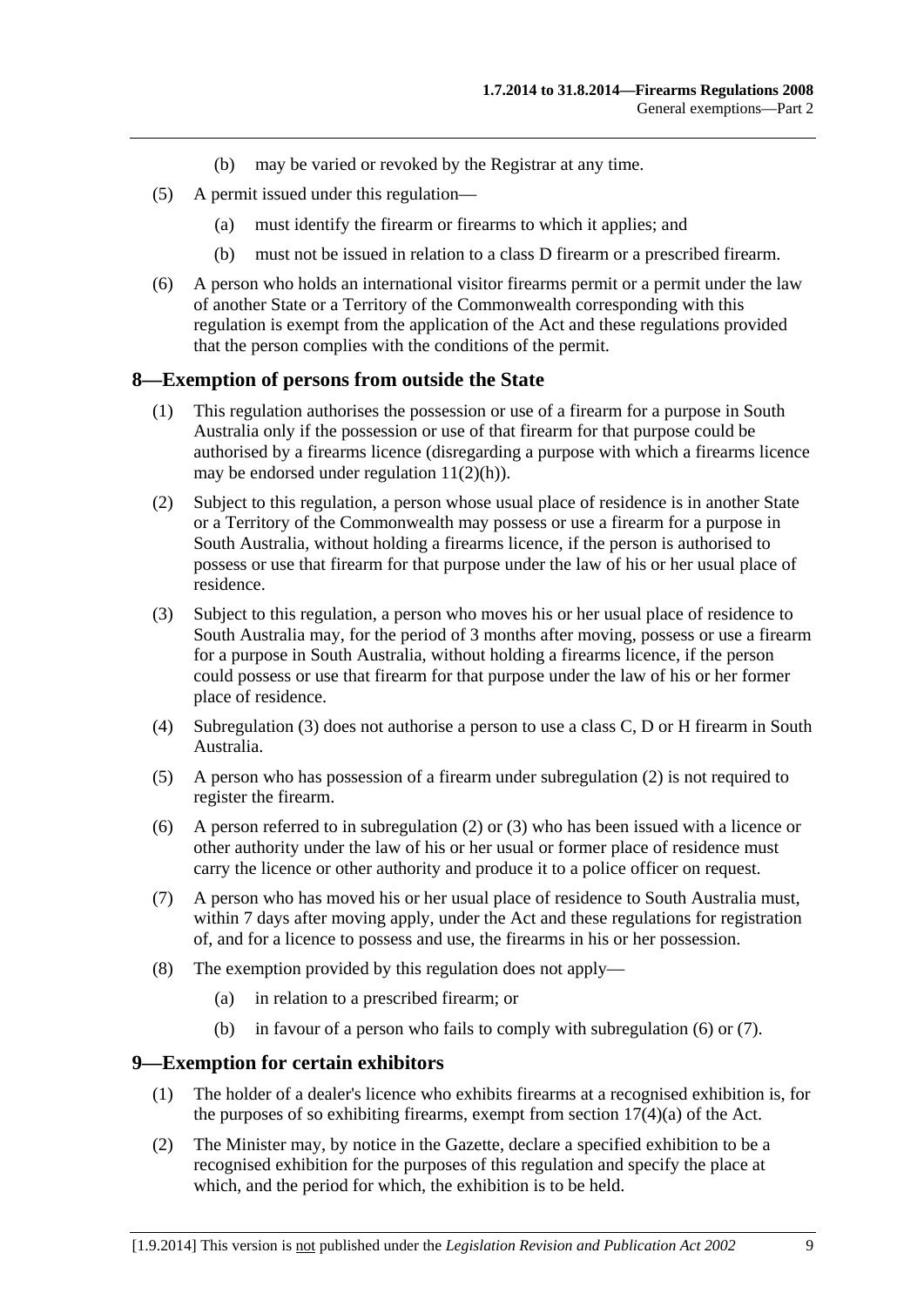(b) may be varied or revoked by the Registrar at any time.

(5) A permit issued under this regulation—

(a) must identify the firearm or firearms to which it applies; and

(b) must not be issued in relation to a class D firearm or a prescribed firearm.

(6) A person who holds an international visitor firearms permit or a permit under the law of another State or a Territory of the Commonwealth corresponding with this regulation is exempt from the application of the Act and these regulations provided that the person complies with the conditions of the permit.

## 8—Exemption of persons from outside the State

(1) This regulation authorises the possession or use of a firearm for a purpose in South Australia only if the possession or use of that firearm for that purpose could be authorised by a firearms licence (disregarding a purpose with which a firearms licence may be endorsed under regulation 11(2)(h)).

(2) Subject to this regulation, a person whose usual place of residence is in another State or a Territory of the Commonwealth may possess or use a firearm for a purpose in South Australia, without holding a firearms licence, if the person is authorised to possess or use that firearm for that purpose under the law of his or her usual place of residence.

(3) Subject to this regulation, a person who moves his or her usual place of residence to South Australia may, for the period of 3 months after moving, possess or use a firearm for a purpose in South Australia, without holding a firearms licence, if the person could possess or use that firearm for that purpose under the law of his or her former place of residence.

(4) Subregulation (3) does not authorise a person to use a class C, D or H firearm in South Australia.

(5) A person who has possession of a firearm under subregulation (2) is not required to register the firearm.

(6) A person referred to in subregulation (2) or (3) who has been issued with a licence or other authority under the law of his or her usual or former place of residence must carry the licence or other authority and produce it to a police officer on request.

(7) A person who has moved his or her usual place of residence to South Australia must, within 7 days after moving apply, under the Act and these regulations for registration of, and for a licence to possess and use, the firearms in his or her possession.

(8) The exemption provided by this regulation does not apply—

(a) in relation to a prescribed firearm; or

(b) in favour of a person who fails to comply with subregulation (6) or (7).

## 9—Exemption for certain exhibitors

(1) The holder of a dealer's licence who exhibits firearms at a recognised exhibition is, for the purposes of so exhibiting firearms, exempt from section 17(4)(a) of the Act.

(2) The Minister may, by notice in the Gazette, declare a specified exhibition to be a recognised exhibition for the purposes of this regulation and specify the place at which, and the period for which, the exhibition is to be held.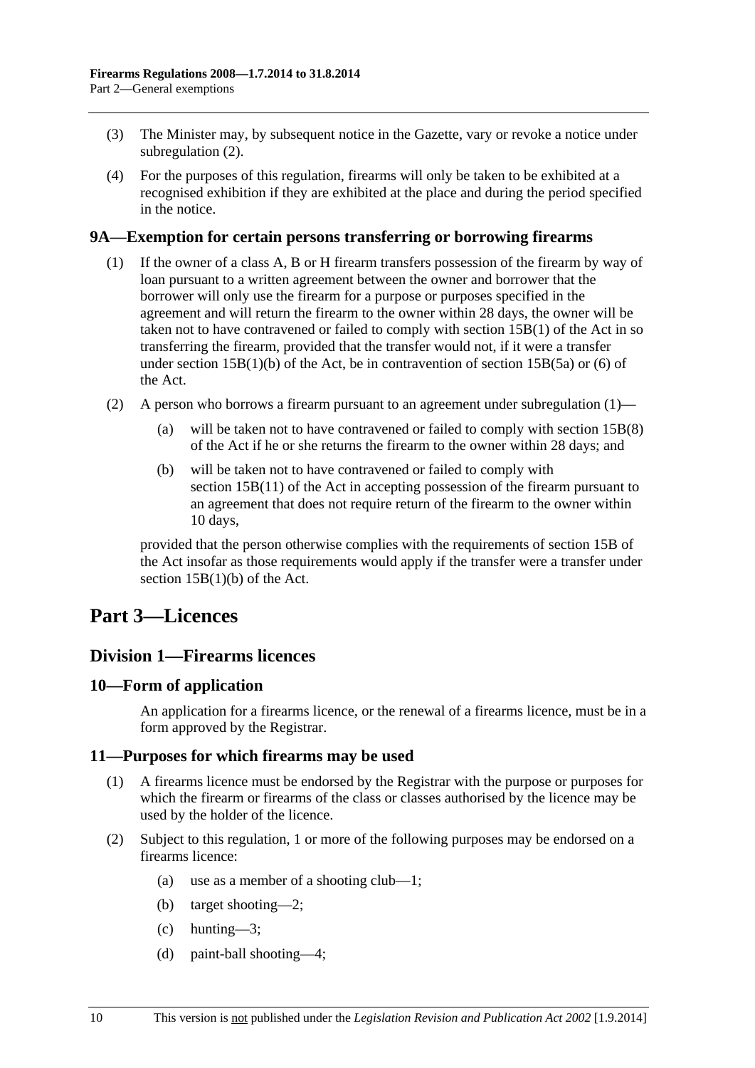(3) The Minister may, by subsequent notice in the Gazette, vary or revoke a notice under subregulation (2).

(4) For the purposes of this regulation, firearms will only be taken to be exhibited at a recognised exhibition if they are exhibited at the place and during the period specified in the notice.

### 9A—Exemption for certain persons transferring or borrowing firearms

(1) If the owner of a class A, B or H firearm transfers possession of the firearm by way of loan pursuant to a written agreement between the owner and borrower that the borrower will only use the firearm for a purpose or purposes specified in the agreement and will return the firearm to the owner within 28 days, the owner will be taken not to have contravened or failed to comply with section 15B(1) of the Act in so transferring the firearm, provided that the transfer would not, if it were a transfer under section 15B(1)(b) of the Act, be in contravention of section 15B(5a) or (6) of the Act.

(2) A person who borrows a firearm pursuant to an agreement under subregulation (1)—

- (a) will be taken not to have contravened or failed to comply with section 15B(8) of the Act if he or she returns the firearm to the owner within 28 days; and
- (b) will be taken not to have contravened or failed to comply with section 15B(11) of the Act in accepting possession of the firearm pursuant to an agreement that does not require return of the firearm to the owner within 10 days,

provided that the person otherwise complies with the requirements of section 15B of the Act insofar as those requirements would apply if the transfer were a transfer under section 15B(1)(b) of the Act.

# Part 3—Licences

## Division 1—Firearms licences

### 10—Form of application

An application for a firearms licence, or the renewal of a firearms licence, must be in a form approved by the Registrar.

### 11—Purposes for which firearms may be used

(1) A firearms licence must be endorsed by the Registrar with the purpose or purposes for which the firearm or firearms of the class or classes authorised by the licence may be used by the holder of the licence.

(2) Subject to this regulation, 1 or more of the following purposes may be endorsed on a firearms licence:

- (a) use as a member of a shooting club—1;
- (b) target shooting—2;
- (c) hunting—3;
- (d) paint-ball shooting—4;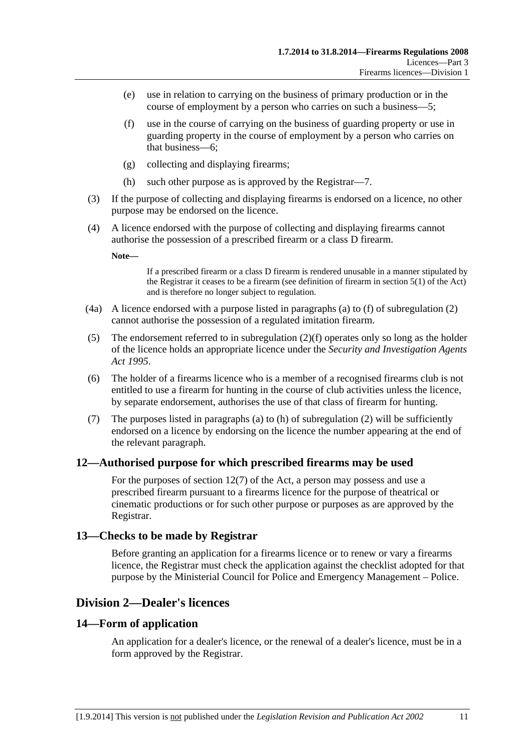(e) use in relation to carrying on the business of primary production or in the course of employment by a person who carries on such a business—5;

(f) use in the course of carrying on the business of guarding property or use in guarding property in the course of employment by a person who carries on that business—6;

(g) collecting and displaying firearms;

(h) such other purpose as is approved by the Registrar—7.

(3) If the purpose of collecting and displaying firearms is endorsed on a licence, no other purpose may be endorsed on the licence.

(4) A licence endorsed with the purpose of collecting and displaying firearms cannot authorise the possession of a prescribed firearm or a class D firearm.

**Note—**

If a prescribed firearm or a class D firearm is rendered unusable in a manner stipulated by the Registrar it ceases to be a firearm (see definition of firearm in section 5(1) of the Act) and is therefore no longer subject to regulation.

(4a) A licence endorsed with a purpose listed in paragraphs (a) to (f) of subregulation (2) cannot authorise the possession of a regulated imitation firearm.

(5) The endorsement referred to in subregulation (2)(f) operates only so long as the holder of the licence holds an appropriate licence under the *Security and Investigation Agents Act 1995*.

(6) The holder of a firearms licence who is a member of a recognised firearms club is not entitled to use a firearm for hunting in the course of club activities unless the licence, by separate endorsement, authorises the use of that class of firearm for hunting.

(7) The purposes listed in paragraphs (a) to (h) of subregulation (2) will be sufficiently endorsed on a licence by endorsing on the licence the number appearing at the end of the relevant paragraph.

## 12—Authorised purpose for which prescribed firearms may be used

For the purposes of section 12(7) of the Act, a person may possess and use a prescribed firearm pursuant to a firearms licence for the purpose of theatrical or cinematic productions or for such other purpose or purposes as are approved by the Registrar.

## 13—Checks to be made by Registrar

Before granting an application for a firearms licence or to renew or vary a firearms licence, the Registrar must check the application against the checklist adopted for that purpose by the Ministerial Council for Police and Emergency Management – Police.

# Division 2—Dealer's licences

## 14—Form of application

An application for a dealer's licence, or the renewal of a dealer's licence, must be in a form approved by the Registrar.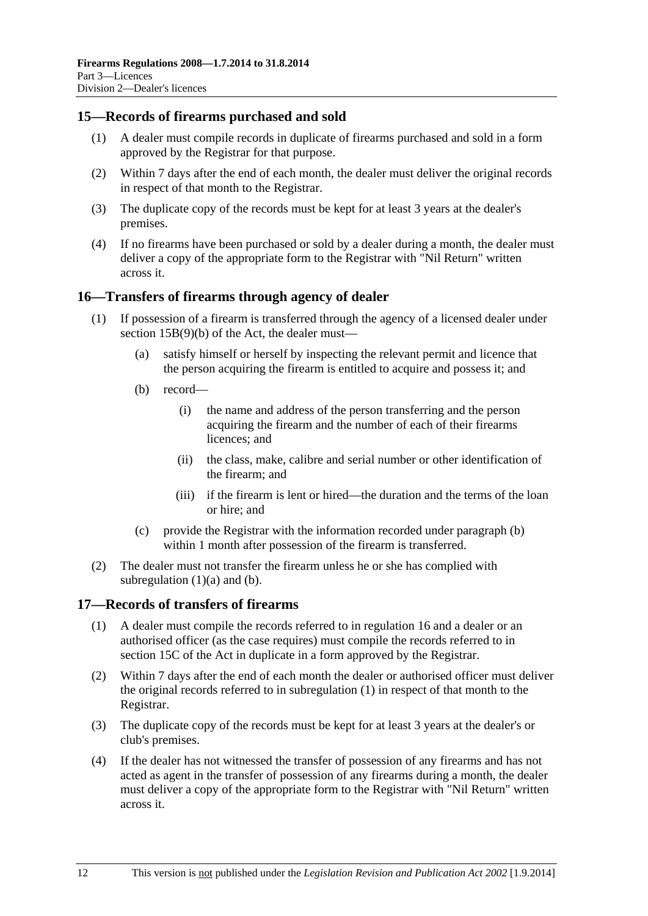## 15—Records of firearms purchased and sold

(1) A dealer must compile records in duplicate of firearms purchased and sold in a form approved by the Registrar for that purpose.

(2) Within 7 days after the end of each month, the dealer must deliver the original records in respect of that month to the Registrar.

(3) The duplicate copy of the records must be kept for at least 3 years at the dealer's premises.

(4) If no firearms have been purchased or sold by a dealer during a month, the dealer must deliver a copy of the appropriate form to the Registrar with "Nil Return" written across it.

## 16—Transfers of firearms through agency of dealer

(1) If possession of a firearm is transferred through the agency of a licensed dealer under section 15B(9)(b) of the Act, the dealer must—

  (a) satisfy himself or herself by inspecting the relevant permit and licence that the person acquiring the firearm is entitled to acquire and possess it; and

  (b) record—

    (i) the name and address of the person transferring and the person acquiring the firearm and the number of each of their firearms licences; and

    (ii) the class, make, calibre and serial number or other identification of the firearm; and

    (iii) if the firearm is lent or hired—the duration and the terms of the loan or hire; and

  (c) provide the Registrar with the information recorded under paragraph (b) within 1 month after possession of the firearm is transferred.

(2) The dealer must not transfer the firearm unless he or she has complied with subregulation (1)(a) and (b).

## 17—Records of transfers of firearms

(1) A dealer must compile the records referred to in regulation 16 and a dealer or an authorised officer (as the case requires) must compile the records referred to in section 15C of the Act in duplicate in a form approved by the Registrar.

(2) Within 7 days after the end of each month the dealer or authorised officer must deliver the original records referred to in subregulation (1) in respect of that month to the Registrar.

(3) The duplicate copy of the records must be kept for at least 3 years at the dealer's or club's premises.

(4) If the dealer has not witnessed the transfer of possession of any firearms and has not acted as agent in the transfer of possession of any firearms during a month, the dealer must deliver a copy of the appropriate form to the Registrar with "Nil Return" written across it.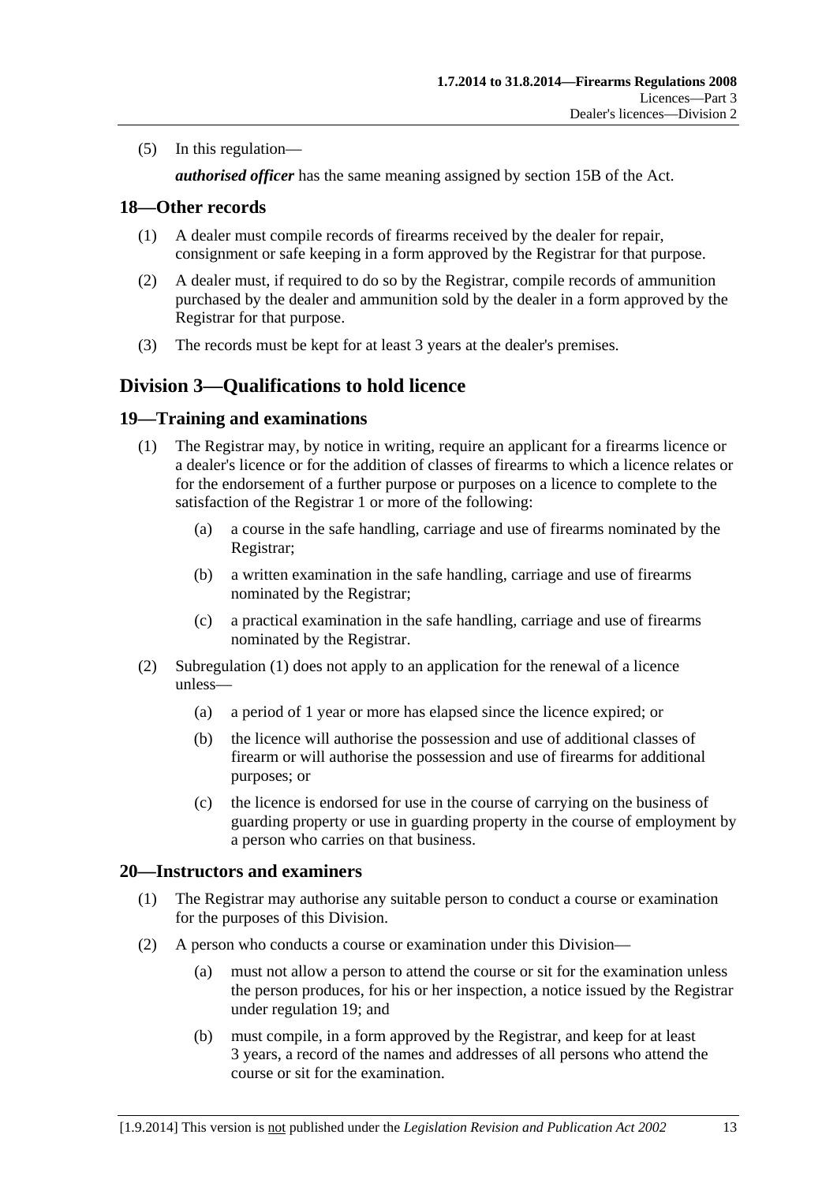(5) In this regulation—

***authorised officer*** has the same meaning assigned by section 15B of the Act.

## 18—Other records

(1) A dealer must compile records of firearms received by the dealer for repair, consignment or safe keeping in a form approved by the Registrar for that purpose.

(2) A dealer must, if required to do so by the Registrar, compile records of ammunition purchased by the dealer and ammunition sold by the dealer in a form approved by the Registrar for that purpose.

(3) The records must be kept for at least 3 years at the dealer's premises.

# Division 3—Qualifications to hold licence

## 19—Training and examinations

(1) The Registrar may, by notice in writing, require an applicant for a firearms licence or a dealer's licence or for the addition of classes of firearms to which a licence relates or for the endorsement of a further purpose or purposes on a licence to complete to the satisfaction of the Registrar 1 or more of the following:

- (a) a course in the safe handling, carriage and use of firearms nominated by the Registrar;
- (b) a written examination in the safe handling, carriage and use of firearms nominated by the Registrar;
- (c) a practical examination in the safe handling, carriage and use of firearms nominated by the Registrar.

(2) Subregulation (1) does not apply to an application for the renewal of a licence unless—

- (a) a period of 1 year or more has elapsed since the licence expired; or
- (b) the licence will authorise the possession and use of additional classes of firearm or will authorise the possession and use of firearms for additional purposes; or
- (c) the licence is endorsed for use in the course of carrying on the business of guarding property or use in guarding property in the course of employment by a person who carries on that business.

## 20—Instructors and examiners

(1) The Registrar may authorise any suitable person to conduct a course or examination for the purposes of this Division.

(2) A person who conducts a course or examination under this Division—

- (a) must not allow a person to attend the course or sit for the examination unless the person produces, for his or her inspection, a notice issued by the Registrar under regulation 19; and
- (b) must compile, in a form approved by the Registrar, and keep for at least 3 years, a record of the names and addresses of all persons who attend the course or sit for the examination.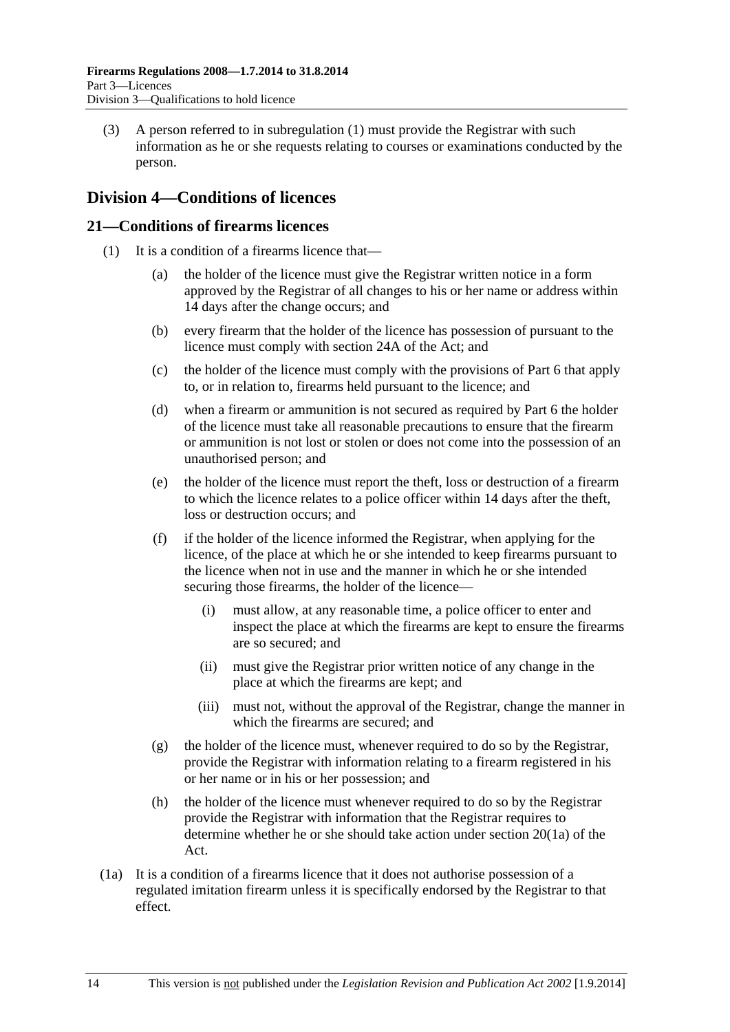(3) A person referred to in subregulation (1) must provide the Registrar with such information as he or she requests relating to courses or examinations conducted by the person.

## Division 4—Conditions of licences

### 21—Conditions of firearms licences

(1) It is a condition of a firearms licence that—

(a) the holder of the licence must give the Registrar written notice in a form approved by the Registrar of all changes to his or her name or address within 14 days after the change occurs; and

(b) every firearm that the holder of the licence has possession of pursuant to the licence must comply with section 24A of the Act; and

(c) the holder of the licence must comply with the provisions of Part 6 that apply to, or in relation to, firearms held pursuant to the licence; and

(d) when a firearm or ammunition is not secured as required by Part 6 the holder of the licence must take all reasonable precautions to ensure that the firearm or ammunition is not lost or stolen or does not come into the possession of an unauthorised person; and

(e) the holder of the licence must report the theft, loss or destruction of a firearm to which the licence relates to a police officer within 14 days after the theft, loss or destruction occurs; and

(f) if the holder of the licence informed the Registrar, when applying for the licence, of the place at which he or she intended to keep firearms pursuant to the licence when not in use and the manner in which he or she intended securing those firearms, the holder of the licence—

(i) must allow, at any reasonable time, a police officer to enter and inspect the place at which the firearms are kept to ensure the firearms are so secured; and

(ii) must give the Registrar prior written notice of any change in the place at which the firearms are kept; and

(iii) must not, without the approval of the Registrar, change the manner in which the firearms are secured; and

(g) the holder of the licence must, whenever required to do so by the Registrar, provide the Registrar with information relating to a firearm registered in his or her name or in his or her possession; and

(h) the holder of the licence must whenever required to do so by the Registrar provide the Registrar with information that the Registrar requires to determine whether he or she should take action under section 20(1a) of the Act.

(1a) It is a condition of a firearms licence that it does not authorise possession of a regulated imitation firearm unless it is specifically endorsed by the Registrar to that effect.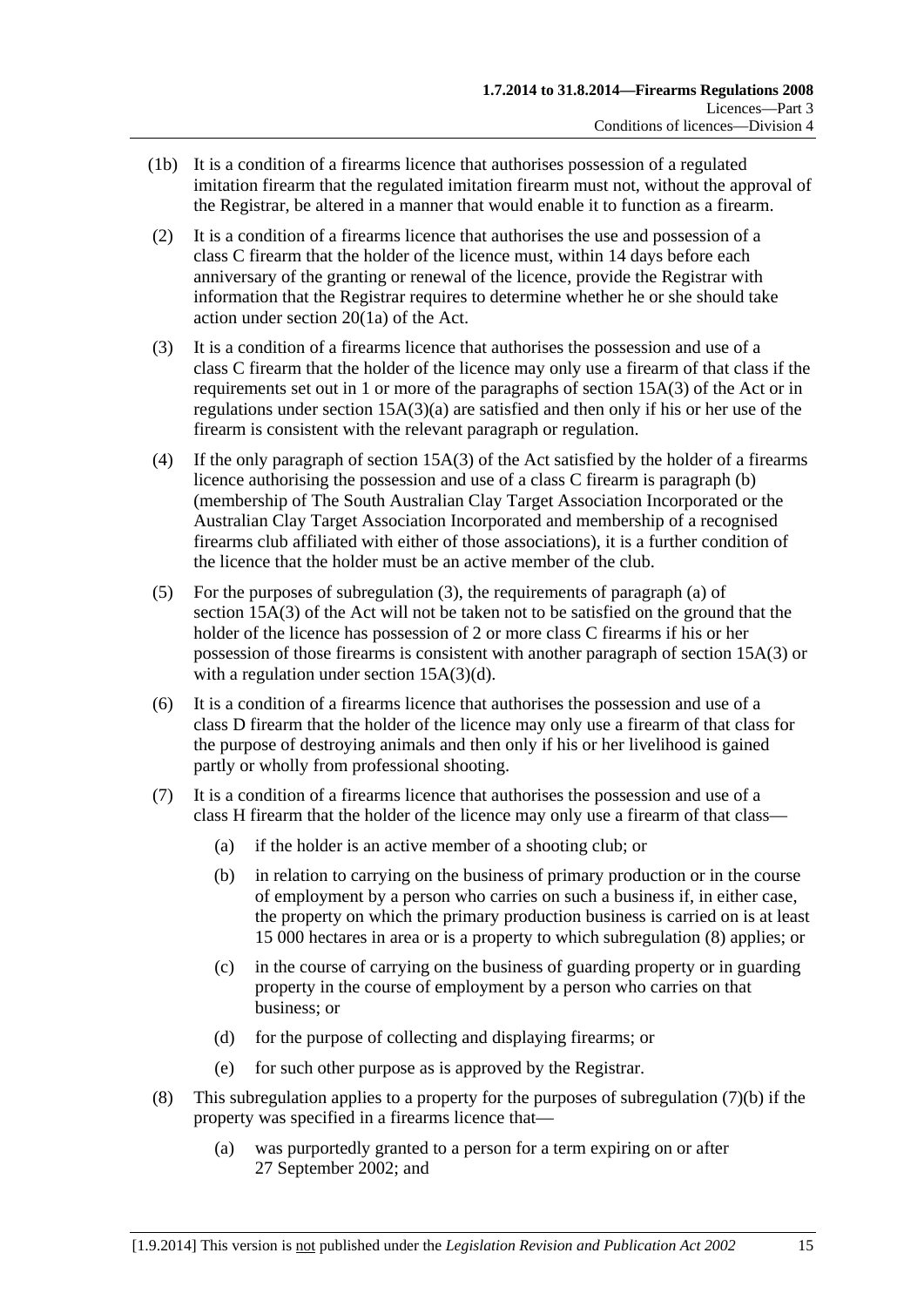(1b) It is a condition of a firearms licence that authorises possession of a regulated imitation firearm that the regulated imitation firearm must not, without the approval of the Registrar, be altered in a manner that would enable it to function as a firearm.

(2) It is a condition of a firearms licence that authorises the use and possession of a class C firearm that the holder of the licence must, within 14 days before each anniversary of the granting or renewal of the licence, provide the Registrar with information that the Registrar requires to determine whether he or she should take action under section 20(1a) of the Act.

(3) It is a condition of a firearms licence that authorises the possession and use of a class C firearm that the holder of the licence may only use a firearm of that class if the requirements set out in 1 or more of the paragraphs of section 15A(3) of the Act or in regulations under section 15A(3)(a) are satisfied and then only if his or her use of the firearm is consistent with the relevant paragraph or regulation.

(4) If the only paragraph of section 15A(3) of the Act satisfied by the holder of a firearms licence authorising the possession and use of a class C firearm is paragraph (b) (membership of The South Australian Clay Target Association Incorporated or the Australian Clay Target Association Incorporated and membership of a recognised firearms club affiliated with either of those associations), it is a further condition of the licence that the holder must be an active member of the club.

(5) For the purposes of subregulation (3), the requirements of paragraph (a) of section 15A(3) of the Act will not be taken not to be satisfied on the ground that the holder of the licence has possession of 2 or more class C firearms if his or her possession of those firearms is consistent with another paragraph of section 15A(3) or with a regulation under section 15A(3)(d).

(6) It is a condition of a firearms licence that authorises the possession and use of a class D firearm that the holder of the licence may only use a firearm of that class for the purpose of destroying animals and then only if his or her livelihood is gained partly or wholly from professional shooting.

(7) It is a condition of a firearms licence that authorises the possession and use of a class H firearm that the holder of the licence may only use a firearm of that class—

(a) if the holder is an active member of a shooting club; or

(b) in relation to carrying on the business of primary production or in the course of employment by a person who carries on such a business if, in either case, the property on which the primary production business is carried on is at least 15 000 hectares in area or is a property to which subregulation (8) applies; or

(c) in the course of carrying on the business of guarding property or in guarding property in the course of employment by a person who carries on that business; or

(d) for the purpose of collecting and displaying firearms; or

(e) for such other purpose as is approved by the Registrar.

(8) This subregulation applies to a property for the purposes of subregulation (7)(b) if the property was specified in a firearms licence that—

(a) was purportedly granted to a person for a term expiring on or after 27 September 2002; and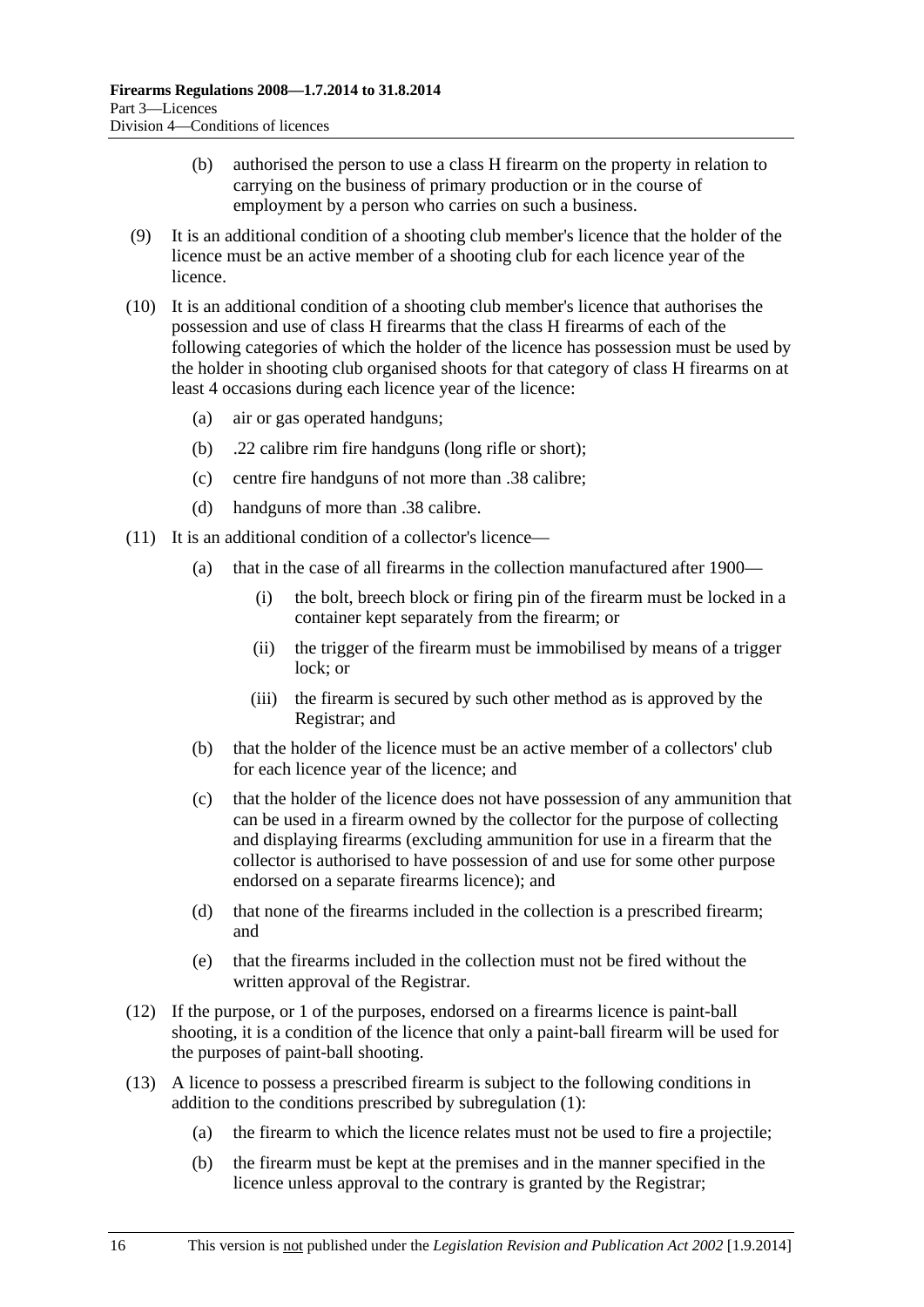(b) authorised the person to use a class H firearm on the property in relation to carrying on the business of primary production or in the course of employment by a person who carries on such a business.

(9) It is an additional condition of a shooting club member's licence that the holder of the licence must be an active member of a shooting club for each licence year of the licence.

(10) It is an additional condition of a shooting club member's licence that authorises the possession and use of class H firearms that the class H firearms of each of the following categories of which the holder of the licence has possession must be used by the holder in shooting club organised shoots for that category of class H firearms on at least 4 occasions during each licence year of the licence:

(a) air or gas operated handguns;

(b) .22 calibre rim fire handguns (long rifle or short);

(c) centre fire handguns of not more than .38 calibre;

(d) handguns of more than .38 calibre.

(11) It is an additional condition of a collector's licence—

(a) that in the case of all firearms in the collection manufactured after 1900—

(i) the bolt, breech block or firing pin of the firearm must be locked in a container kept separately from the firearm; or

(ii) the trigger of the firearm must be immobilised by means of a trigger lock; or

(iii) the firearm is secured by such other method as is approved by the Registrar; and

(b) that the holder of the licence must be an active member of a collectors' club for each licence year of the licence; and

(c) that the holder of the licence does not have possession of any ammunition that can be used in a firearm owned by the collector for the purpose of collecting and displaying firearms (excluding ammunition for use in a firearm that the collector is authorised to have possession of and use for some other purpose endorsed on a separate firearms licence); and

(d) that none of the firearms included in the collection is a prescribed firearm; and

(e) that the firearms included in the collection must not be fired without the written approval of the Registrar.

(12) If the purpose, or 1 of the purposes, endorsed on a firearms licence is paint-ball shooting, it is a condition of the licence that only a paint-ball firearm will be used for the purposes of paint-ball shooting.

(13) A licence to possess a prescribed firearm is subject to the following conditions in addition to the conditions prescribed by subregulation (1):

(a) the firearm to which the licence relates must not be used to fire a projectile;

(b) the firearm must be kept at the premises and in the manner specified in the licence unless approval to the contrary is granted by the Registrar;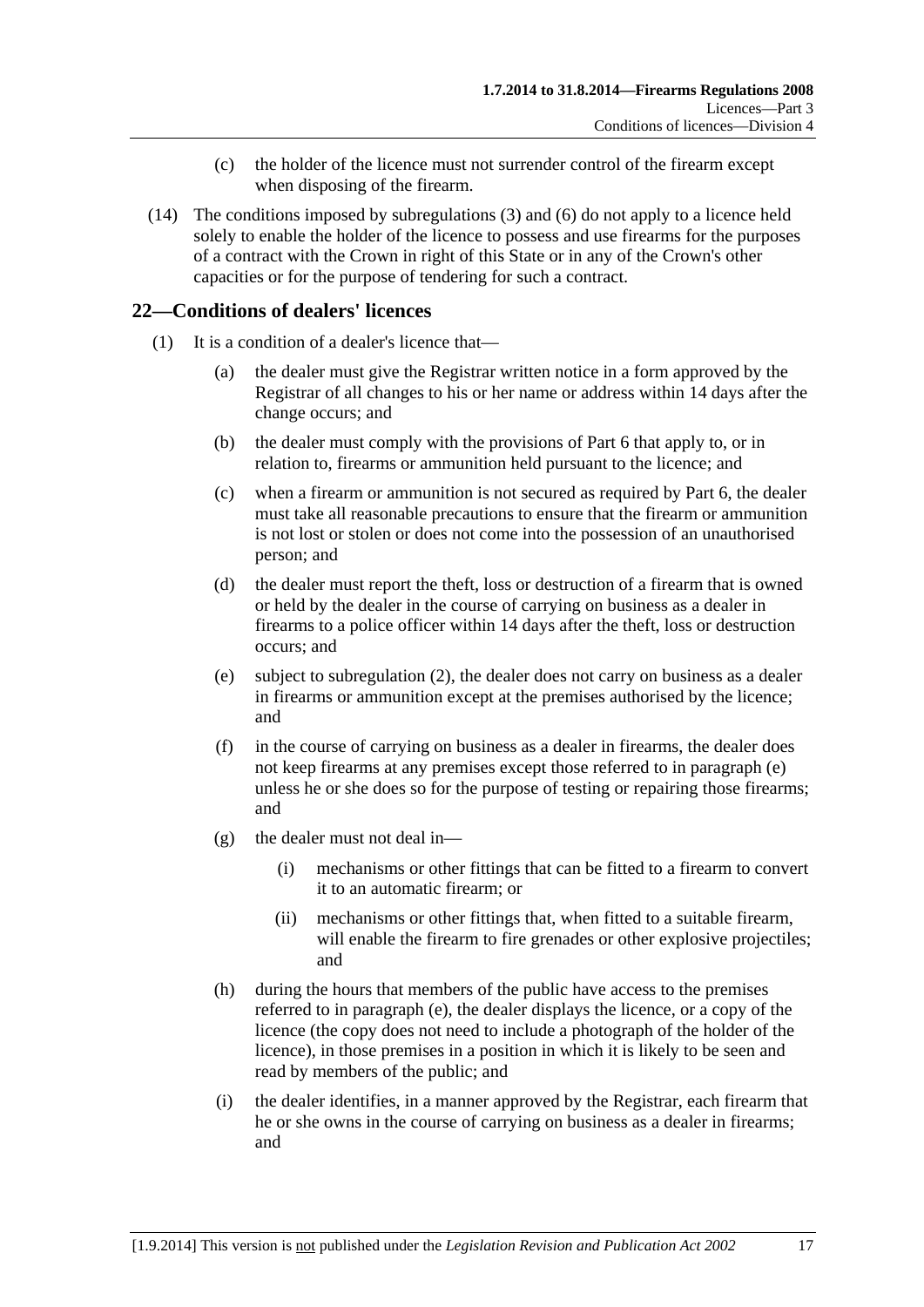(c) the holder of the licence must not surrender control of the firearm except when disposing of the firearm.

(14) The conditions imposed by subregulations (3) and (6) do not apply to a licence held solely to enable the holder of the licence to possess and use firearms for the purposes of a contract with the Crown in right of this State or in any of the Crown's other capacities or for the purpose of tendering for such a contract.

## 22—Conditions of dealers' licences

(1) It is a condition of a dealer's licence that—

(a) the dealer must give the Registrar written notice in a form approved by the Registrar of all changes to his or her name or address within 14 days after the change occurs; and

(b) the dealer must comply with the provisions of Part 6 that apply to, or in relation to, firearms or ammunition held pursuant to the licence; and

(c) when a firearm or ammunition is not secured as required by Part 6, the dealer must take all reasonable precautions to ensure that the firearm or ammunition is not lost or stolen or does not come into the possession of an unauthorised person; and

(d) the dealer must report the theft, loss or destruction of a firearm that is owned or held by the dealer in the course of carrying on business as a dealer in firearms to a police officer within 14 days after the theft, loss or destruction occurs; and

(e) subject to subregulation (2), the dealer does not carry on business as a dealer in firearms or ammunition except at the premises authorised by the licence; and

(f) in the course of carrying on business as a dealer in firearms, the dealer does not keep firearms at any premises except those referred to in paragraph (e) unless he or she does so for the purpose of testing or repairing those firearms; and

(g) the dealer must not deal in—

(i) mechanisms or other fittings that can be fitted to a firearm to convert it to an automatic firearm; or

(ii) mechanisms or other fittings that, when fitted to a suitable firearm, will enable the firearm to fire grenades or other explosive projectiles; and

(h) during the hours that members of the public have access to the premises referred to in paragraph (e), the dealer displays the licence, or a copy of the licence (the copy does not need to include a photograph of the holder of the licence), in those premises in a position in which it is likely to be seen and read by members of the public; and

(i) the dealer identifies, in a manner approved by the Registrar, each firearm that he or she owns in the course of carrying on business as a dealer in firearms; and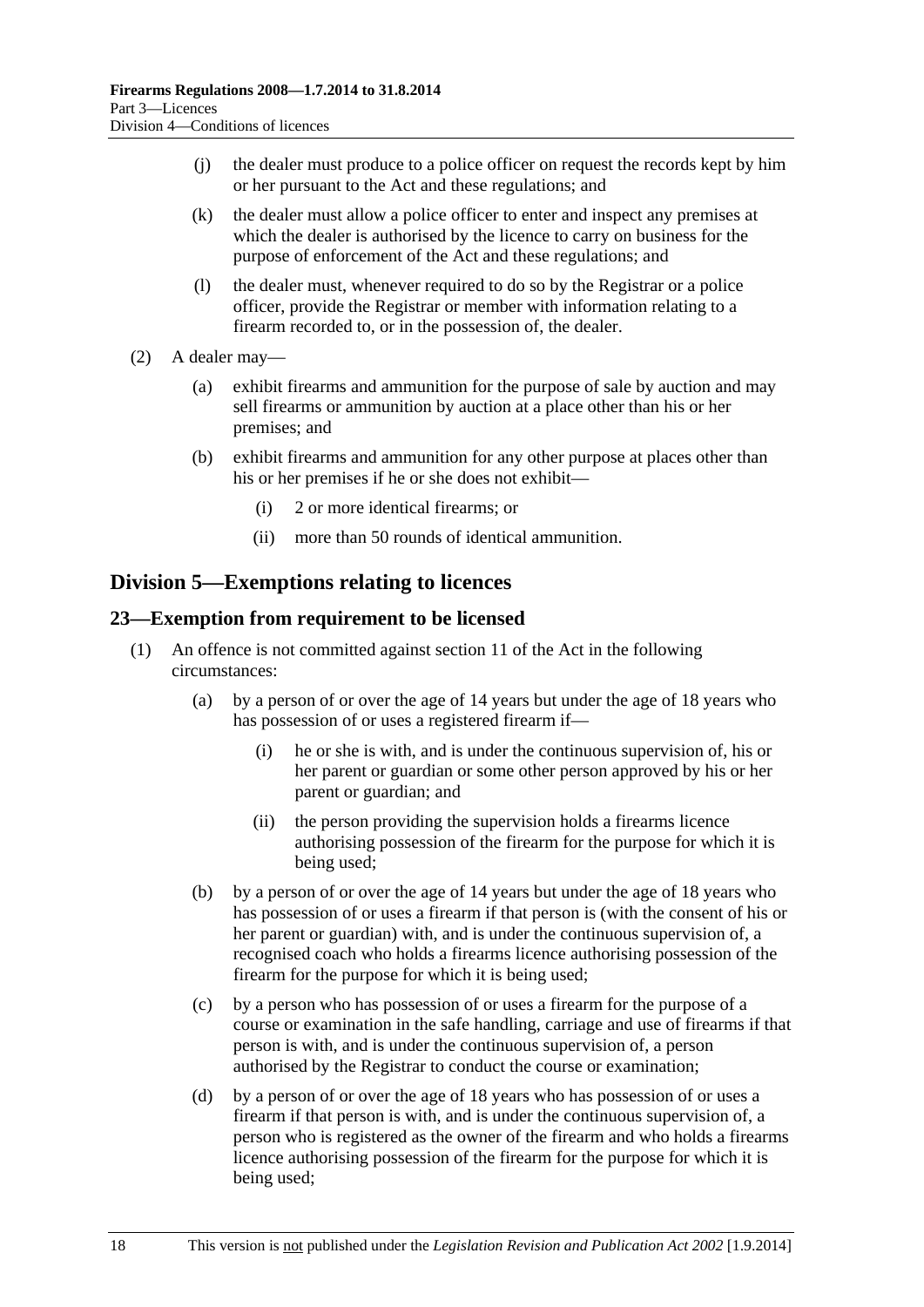(j) the dealer must produce to a police officer on request the records kept by him or her pursuant to the Act and these regulations; and

(k) the dealer must allow a police officer to enter and inspect any premises at which the dealer is authorised by the licence to carry on business for the purpose of enforcement of the Act and these regulations; and

(l) the dealer must, whenever required to do so by the Registrar or a police officer, provide the Registrar or member with information relating to a firearm recorded to, or in the possession of, the dealer.

(2) A dealer may—

(a) exhibit firearms and ammunition for the purpose of sale by auction and may sell firearms or ammunition by auction at a place other than his or her premises; and

(b) exhibit firearms and ammunition for any other purpose at places other than his or her premises if he or she does not exhibit—

(i) 2 or more identical firearms; or

(ii) more than 50 rounds of identical ammunition.

## Division 5—Exemptions relating to licences

### 23—Exemption from requirement to be licensed

(1) An offence is not committed against section 11 of the Act in the following circumstances:

(a) by a person of or over the age of 14 years but under the age of 18 years who has possession of or uses a registered firearm if—

(i) he or she is with, and is under the continuous supervision of, his or her parent or guardian or some other person approved by his or her parent or guardian; and

(ii) the person providing the supervision holds a firearms licence authorising possession of the firearm for the purpose for which it is being used;

(b) by a person of or over the age of 14 years but under the age of 18 years who has possession of or uses a firearm if that person is (with the consent of his or her parent or guardian) with, and is under the continuous supervision of, a recognised coach who holds a firearms licence authorising possession of the firearm for the purpose for which it is being used;

(c) by a person who has possession of or uses a firearm for the purpose of a course or examination in the safe handling, carriage and use of firearms if that person is with, and is under the continuous supervision of, a person authorised by the Registrar to conduct the course or examination;

(d) by a person of or over the age of 18 years who has possession of or uses a firearm if that person is with, and is under the continuous supervision of, a person who is registered as the owner of the firearm and who holds a firearms licence authorising possession of the firearm for the purpose for which it is being used;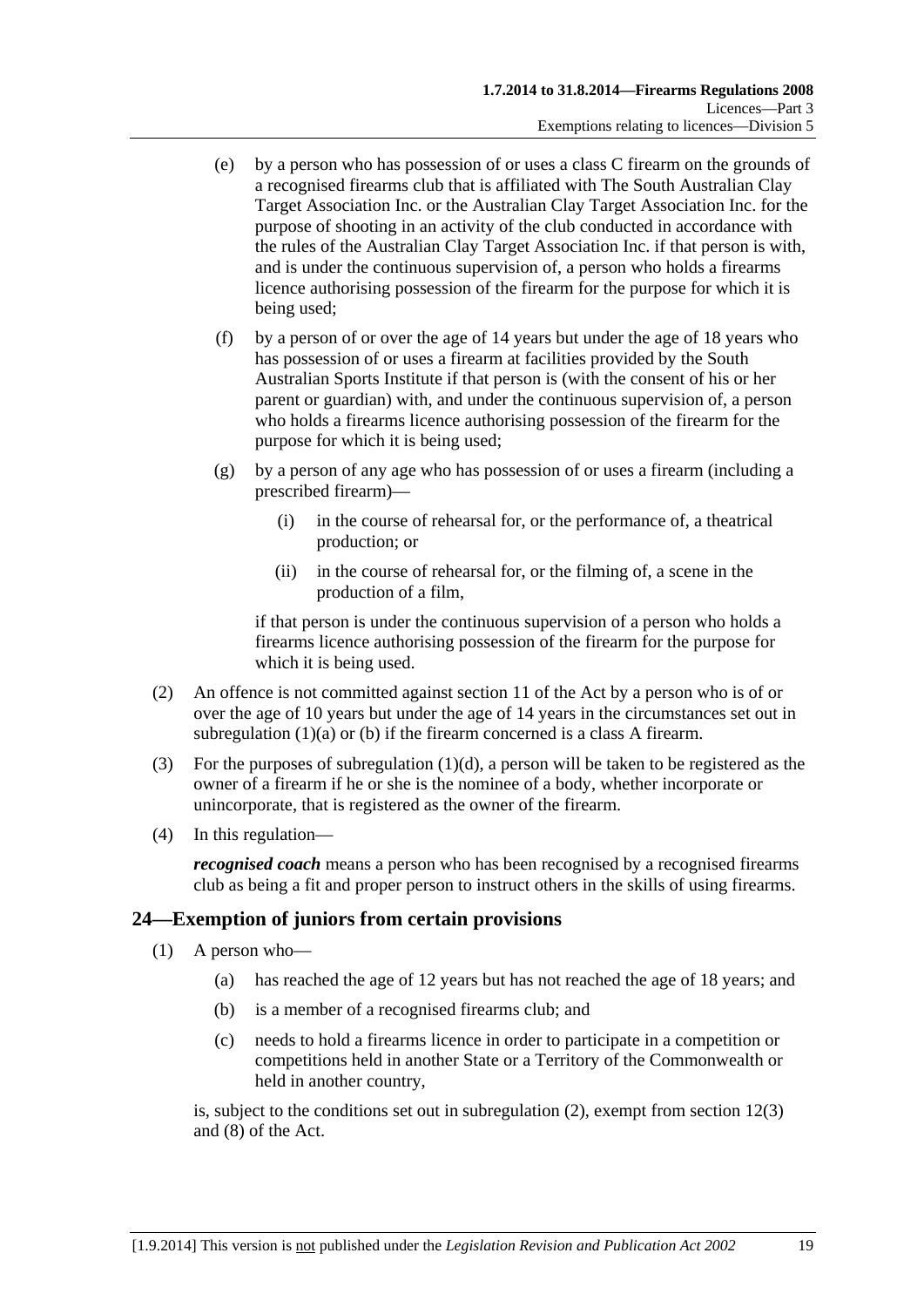(e) by a person who has possession of or uses a class C firearm on the grounds of a recognised firearms club that is affiliated with The South Australian Clay Target Association Inc. or the Australian Clay Target Association Inc. for the purpose of shooting in an activity of the club conducted in accordance with the rules of the Australian Clay Target Association Inc. if that person is with, and is under the continuous supervision of, a person who holds a firearms licence authorising possession of the firearm for the purpose for which it is being used;

(f) by a person of or over the age of 14 years but under the age of 18 years who has possession of or uses a firearm at facilities provided by the South Australian Sports Institute if that person is (with the consent of his or her parent or guardian) with, and under the continuous supervision of, a person who holds a firearms licence authorising possession of the firearm for the purpose for which it is being used;

(g) by a person of any age who has possession of or uses a firearm (including a prescribed firearm)—

(i) in the course of rehearsal for, or the performance of, a theatrical production; or

(ii) in the course of rehearsal for, or the filming of, a scene in the production of a film,

if that person is under the continuous supervision of a person who holds a firearms licence authorising possession of the firearm for the purpose for which it is being used.

(2) An offence is not committed against section 11 of the Act by a person who is of or over the age of 10 years but under the age of 14 years in the circumstances set out in subregulation (1)(a) or (b) if the firearm concerned is a class A firearm.

(3) For the purposes of subregulation (1)(d), a person will be taken to be registered as the owner of a firearm if he or she is the nominee of a body, whether incorporate or unincorporate, that is registered as the owner of the firearm.

(4) In this regulation—

***recognised coach*** means a person who has been recognised by a recognised firearms club as being a fit and proper person to instruct others in the skills of using firearms.

## 24—Exemption of juniors from certain provisions

(1) A person who—

(a) has reached the age of 12 years but has not reached the age of 18 years; and

(b) is a member of a recognised firearms club; and

(c) needs to hold a firearms licence in order to participate in a competition or competitions held in another State or a Territory of the Commonwealth or held in another country,

is, subject to the conditions set out in subregulation (2), exempt from section 12(3) and (8) of the Act.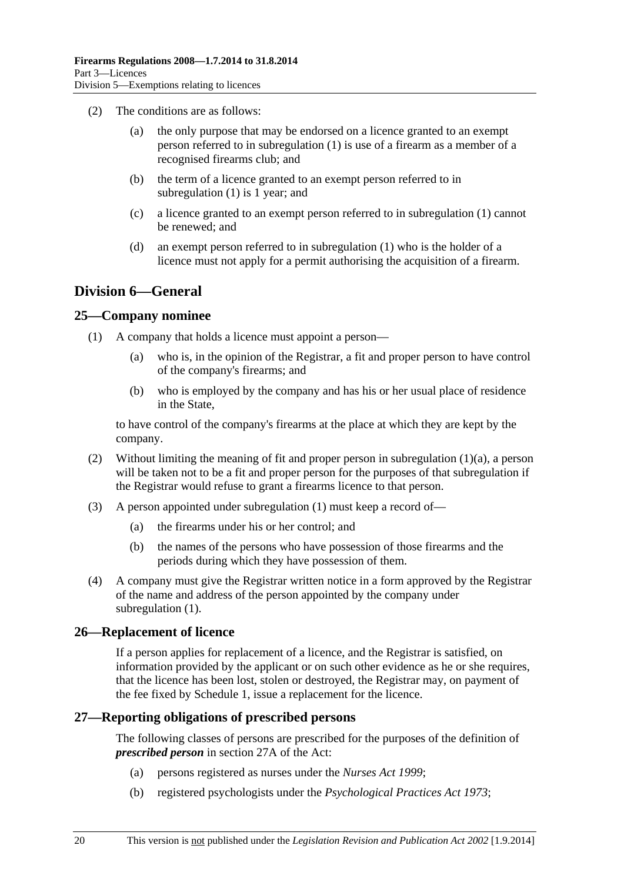(2) The conditions are as follows:

(a) the only purpose that may be endorsed on a licence granted to an exempt person referred to in subregulation (1) is use of a firearm as a member of a recognised firearms club; and

(b) the term of a licence granted to an exempt person referred to in subregulation (1) is 1 year; and

(c) a licence granted to an exempt person referred to in subregulation (1) cannot be renewed; and

(d) an exempt person referred to in subregulation (1) who is the holder of a licence must not apply for a permit authorising the acquisition of a firearm.

## Division 6—General

### 25—Company nominee

(1) A company that holds a licence must appoint a person—

(a) who is, in the opinion of the Registrar, a fit and proper person to have control of the company's firearms; and

(b) who is employed by the company and has his or her usual place of residence in the State,

to have control of the company's firearms at the place at which they are kept by the company.

(2) Without limiting the meaning of fit and proper person in subregulation (1)(a), a person will be taken not to be a fit and proper person for the purposes of that subregulation if the Registrar would refuse to grant a firearms licence to that person.

(3) A person appointed under subregulation (1) must keep a record of—

(a) the firearms under his or her control; and

(b) the names of the persons who have possession of those firearms and the periods during which they have possession of them.

(4) A company must give the Registrar written notice in a form approved by the Registrar of the name and address of the person appointed by the company under subregulation (1).

### 26—Replacement of licence

If a person applies for replacement of a licence, and the Registrar is satisfied, on information provided by the applicant or on such other evidence as he or she requires, that the licence has been lost, stolen or destroyed, the Registrar may, on payment of the fee fixed by Schedule 1, issue a replacement for the licence.

### 27—Reporting obligations of prescribed persons

The following classes of persons are prescribed for the purposes of the definition of ***prescribed person*** in section 27A of the Act:

(a) persons registered as nurses under the *Nurses Act 1999*;

(b) registered psychologists under the *Psychological Practices Act 1973*;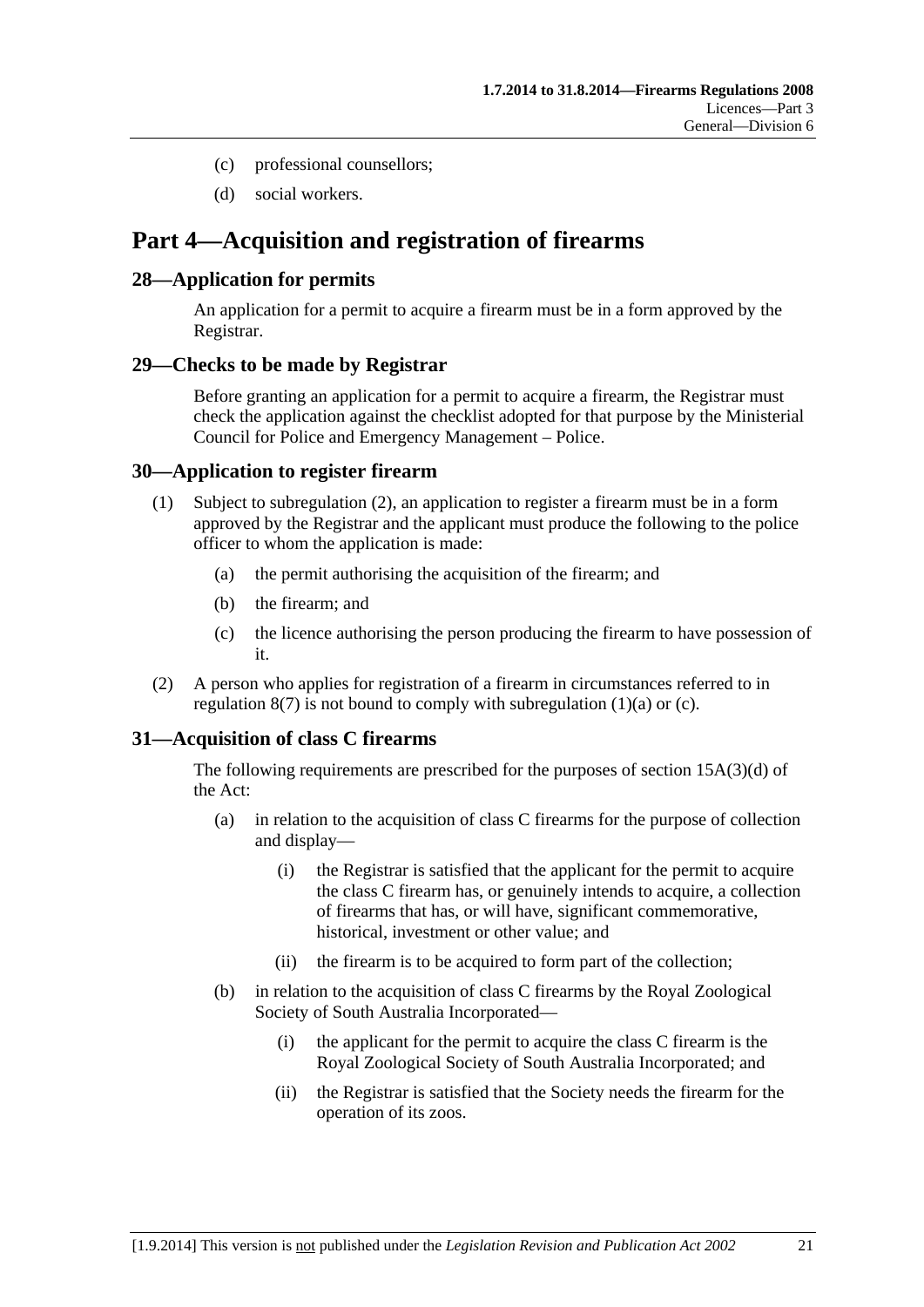(c) professional counsellors;

(d) social workers.

# Part 4—Acquisition and registration of firearms

## 28—Application for permits

An application for a permit to acquire a firearm must be in a form approved by the Registrar.

## 29—Checks to be made by Registrar

Before granting an application for a permit to acquire a firearm, the Registrar must check the application against the checklist adopted for that purpose by the Ministerial Council for Police and Emergency Management – Police.

## 30—Application to register firearm

(1) Subject to subregulation (2), an application to register a firearm must be in a form approved by the Registrar and the applicant must produce the following to the police officer to whom the application is made:

- (a) the permit authorising the acquisition of the firearm; and
- (b) the firearm; and
- (c) the licence authorising the person producing the firearm to have possession of it.

(2) A person who applies for registration of a firearm in circumstances referred to in regulation 8(7) is not bound to comply with subregulation (1)(a) or (c).

## 31—Acquisition of class C firearms

The following requirements are prescribed for the purposes of section 15A(3)(d) of the Act:

- (a) in relation to the acquisition of class C firearms for the purpose of collection and display—
  - (i) the Registrar is satisfied that the applicant for the permit to acquire the class C firearm has, or genuinely intends to acquire, a collection of firearms that has, or will have, significant commemorative, historical, investment or other value; and
  - (ii) the firearm is to be acquired to form part of the collection;
- (b) in relation to the acquisition of class C firearms by the Royal Zoological Society of South Australia Incorporated—
  - (i) the applicant for the permit to acquire the class C firearm is the Royal Zoological Society of South Australia Incorporated; and
  - (ii) the Registrar is satisfied that the Society needs the firearm for the operation of its zoos.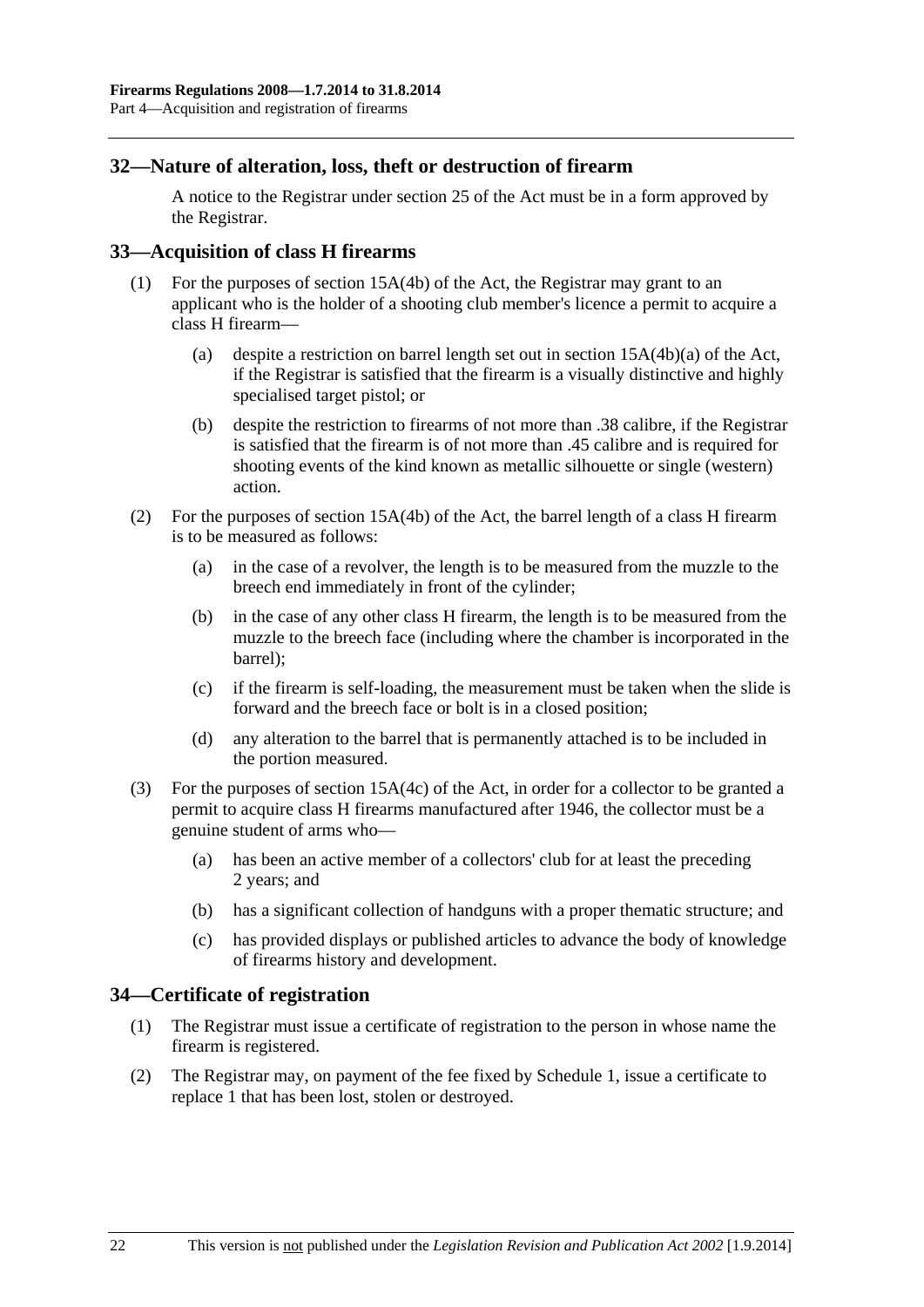## 32—Nature of alteration, loss, theft or destruction of firearm

A notice to the Registrar under section 25 of the Act must be in a form approved by the Registrar.

## 33—Acquisition of class H firearms

(1) For the purposes of section 15A(4b) of the Act, the Registrar may grant to an applicant who is the holder of a shooting club member's licence a permit to acquire a class H firearm—

(a) despite a restriction on barrel length set out in section 15A(4b)(a) of the Act, if the Registrar is satisfied that the firearm is a visually distinctive and highly specialised target pistol; or

(b) despite the restriction to firearms of not more than .38 calibre, if the Registrar is satisfied that the firearm is of not more than .45 calibre and is required for shooting events of the kind known as metallic silhouette or single (western) action.

(2) For the purposes of section 15A(4b) of the Act, the barrel length of a class H firearm is to be measured as follows:

(a) in the case of a revolver, the length is to be measured from the muzzle to the breech end immediately in front of the cylinder;

(b) in the case of any other class H firearm, the length is to be measured from the muzzle to the breech face (including where the chamber is incorporated in the barrel);

(c) if the firearm is self-loading, the measurement must be taken when the slide is forward and the breech face or bolt is in a closed position;

(d) any alteration to the barrel that is permanently attached is to be included in the portion measured.

(3) For the purposes of section 15A(4c) of the Act, in order for a collector to be granted a permit to acquire class H firearms manufactured after 1946, the collector must be a genuine student of arms who—

(a) has been an active member of a collectors' club for at least the preceding 2 years; and

(b) has a significant collection of handguns with a proper thematic structure; and

(c) has provided displays or published articles to advance the body of knowledge of firearms history and development.

## 34—Certificate of registration

(1) The Registrar must issue a certificate of registration to the person in whose name the firearm is registered.

(2) The Registrar may, on payment of the fee fixed by Schedule 1, issue a certificate to replace 1 that has been lost, stolen or destroyed.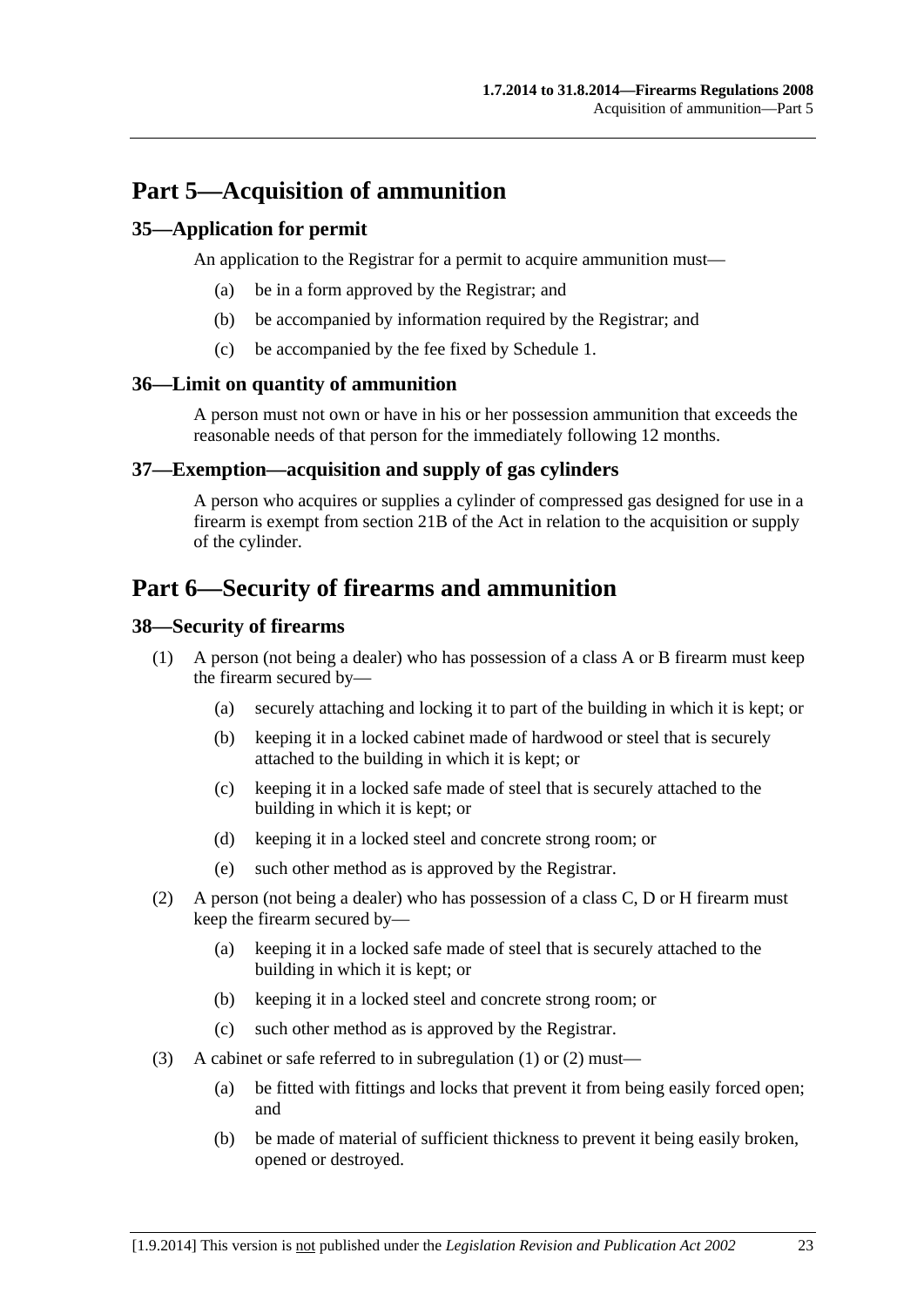## Part 5—Acquisition of ammunition

### 35—Application for permit

An application to the Registrar for a permit to acquire ammunition must—

(a) be in a form approved by the Registrar; and

(b) be accompanied by information required by the Registrar; and

(c) be accompanied by the fee fixed by Schedule 1.

### 36—Limit on quantity of ammunition

A person must not own or have in his or her possession ammunition that exceeds the reasonable needs of that person for the immediately following 12 months.

### 37—Exemption—acquisition and supply of gas cylinders

A person who acquires or supplies a cylinder of compressed gas designed for use in a firearm is exempt from section 21B of the Act in relation to the acquisition or supply of the cylinder.

## Part 6—Security of firearms and ammunition

### 38—Security of firearms

(1) A person (not being a dealer) who has possession of a class A or B firearm must keep the firearm secured by—

(a) securely attaching and locking it to part of the building in which it is kept; or

(b) keeping it in a locked cabinet made of hardwood or steel that is securely attached to the building in which it is kept; or

(c) keeping it in a locked safe made of steel that is securely attached to the building in which it is kept; or

(d) keeping it in a locked steel and concrete strong room; or

(e) such other method as is approved by the Registrar.

(2) A person (not being a dealer) who has possession of a class C, D or H firearm must keep the firearm secured by—

(a) keeping it in a locked safe made of steel that is securely attached to the building in which it is kept; or

(b) keeping it in a locked steel and concrete strong room; or

(c) such other method as is approved by the Registrar.

(3) A cabinet or safe referred to in subregulation (1) or (2) must—

(a) be fitted with fittings and locks that prevent it from being easily forced open; and

(b) be made of material of sufficient thickness to prevent it being easily broken, opened or destroyed.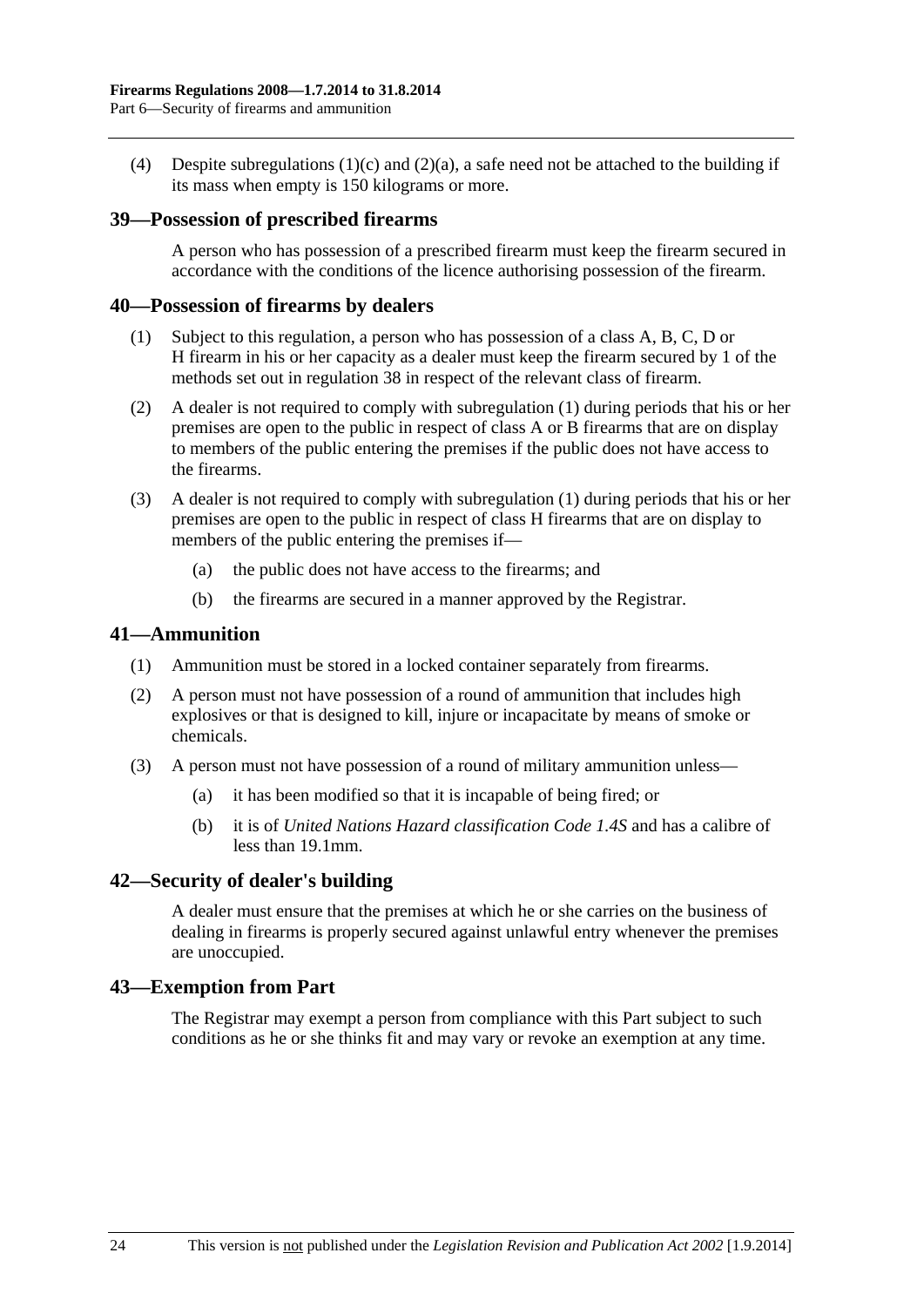(4) Despite subregulations (1)(c) and (2)(a), a safe need not be attached to the building if its mass when empty is 150 kilograms or more.

## 39—Possession of prescribed firearms

A person who has possession of a prescribed firearm must keep the firearm secured in accordance with the conditions of the licence authorising possession of the firearm.

## 40—Possession of firearms by dealers

(1) Subject to this regulation, a person who has possession of a class A, B, C, D or H firearm in his or her capacity as a dealer must keep the firearm secured by 1 of the methods set out in regulation 38 in respect of the relevant class of firearm.

(2) A dealer is not required to comply with subregulation (1) during periods that his or her premises are open to the public in respect of class A or B firearms that are on display to members of the public entering the premises if the public does not have access to the firearms.

(3) A dealer is not required to comply with subregulation (1) during periods that his or her premises are open to the public in respect of class H firearms that are on display to members of the public entering the premises if—

(a) the public does not have access to the firearms; and

(b) the firearms are secured in a manner approved by the Registrar.

## 41—Ammunition

(1) Ammunition must be stored in a locked container separately from firearms.

(2) A person must not have possession of a round of ammunition that includes high explosives or that is designed to kill, injure or incapacitate by means of smoke or chemicals.

(3) A person must not have possession of a round of military ammunition unless—

(a) it has been modified so that it is incapable of being fired; or

(b) it is of *United Nations Hazard classification Code 1.4S* and has a calibre of less than 19.1mm.

## 42—Security of dealer's building

A dealer must ensure that the premises at which he or she carries on the business of dealing in firearms is properly secured against unlawful entry whenever the premises are unoccupied.

## 43—Exemption from Part

The Registrar may exempt a person from compliance with this Part subject to such conditions as he or she thinks fit and may vary or revoke an exemption at any time.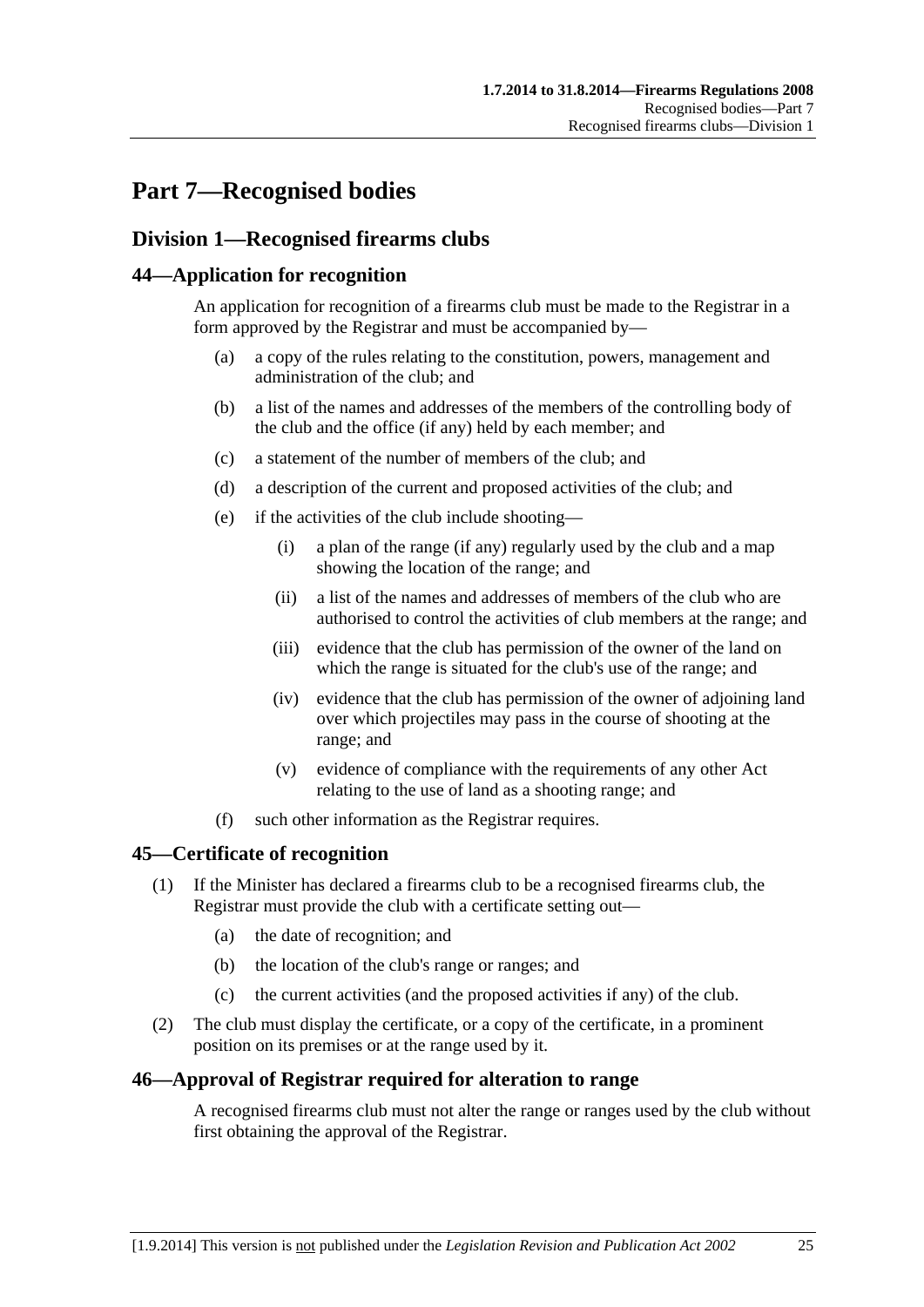# Part 7—Recognised bodies

## Division 1—Recognised firearms clubs

### 44—Application for recognition

An application for recognition of a firearms club must be made to the Registrar in a form approved by the Registrar and must be accompanied by—

- (a) a copy of the rules relating to the constitution, powers, management and administration of the club; and
- (b) a list of the names and addresses of the members of the controlling body of the club and the office (if any) held by each member; and
- (c) a statement of the number of members of the club; and
- (d) a description of the current and proposed activities of the club; and
- (e) if the activities of the club include shooting—
  - (i) a plan of the range (if any) regularly used by the club and a map showing the location of the range; and
  - (ii) a list of the names and addresses of members of the club who are authorised to control the activities of club members at the range; and
  - (iii) evidence that the club has permission of the owner of the land on which the range is situated for the club's use of the range; and
  - (iv) evidence that the club has permission of the owner of adjoining land over which projectiles may pass in the course of shooting at the range; and
  - (v) evidence of compliance with the requirements of any other Act relating to the use of land as a shooting range; and
- (f) such other information as the Registrar requires.

### 45—Certificate of recognition

(1) If the Minister has declared a firearms club to be a recognised firearms club, the Registrar must provide the club with a certificate setting out—

- (a) the date of recognition; and
- (b) the location of the club's range or ranges; and
- (c) the current activities (and the proposed activities if any) of the club.

(2) The club must display the certificate, or a copy of the certificate, in a prominent position on its premises or at the range used by it.

### 46—Approval of Registrar required for alteration to range

A recognised firearms club must not alter the range or ranges used by the club without first obtaining the approval of the Registrar.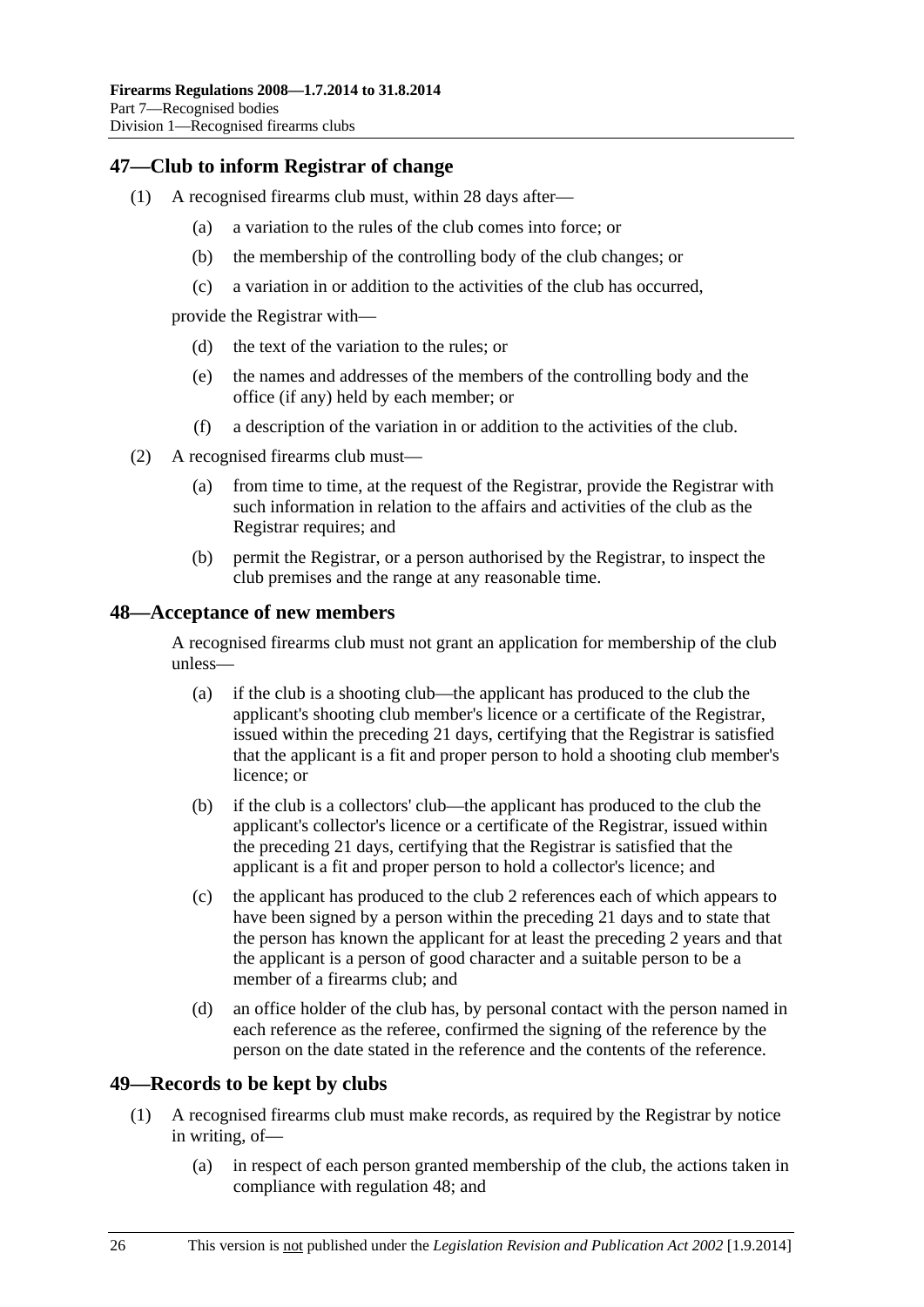## 47—Club to inform Registrar of change

(1) A recognised firearms club must, within 28 days after—

(a) a variation to the rules of the club comes into force; or

(b) the membership of the controlling body of the club changes; or

(c) a variation in or addition to the activities of the club has occurred,

provide the Registrar with—

(d) the text of the variation to the rules; or

(e) the names and addresses of the members of the controlling body and the office (if any) held by each member; or

(f) a description of the variation in or addition to the activities of the club.

(2) A recognised firearms club must—

(a) from time to time, at the request of the Registrar, provide the Registrar with such information in relation to the affairs and activities of the club as the Registrar requires; and

(b) permit the Registrar, or a person authorised by the Registrar, to inspect the club premises and the range at any reasonable time.

## 48—Acceptance of new members

A recognised firearms club must not grant an application for membership of the club unless—

(a) if the club is a shooting club—the applicant has produced to the club the applicant's shooting club member's licence or a certificate of the Registrar, issued within the preceding 21 days, certifying that the Registrar is satisfied that the applicant is a fit and proper person to hold a shooting club member's licence; or

(b) if the club is a collectors' club—the applicant has produced to the club the applicant's collector's licence or a certificate of the Registrar, issued within the preceding 21 days, certifying that the Registrar is satisfied that the applicant is a fit and proper person to hold a collector's licence; and

(c) the applicant has produced to the club 2 references each of which appears to have been signed by a person within the preceding 21 days and to state that the person has known the applicant for at least the preceding 2 years and that the applicant is a person of good character and a suitable person to be a member of a firearms club; and

(d) an office holder of the club has, by personal contact with the person named in each reference as the referee, confirmed the signing of the reference by the person on the date stated in the reference and the contents of the reference.

## 49—Records to be kept by clubs

(1) A recognised firearms club must make records, as required by the Registrar by notice in writing, of—

(a) in respect of each person granted membership of the club, the actions taken in compliance with regulation 48; and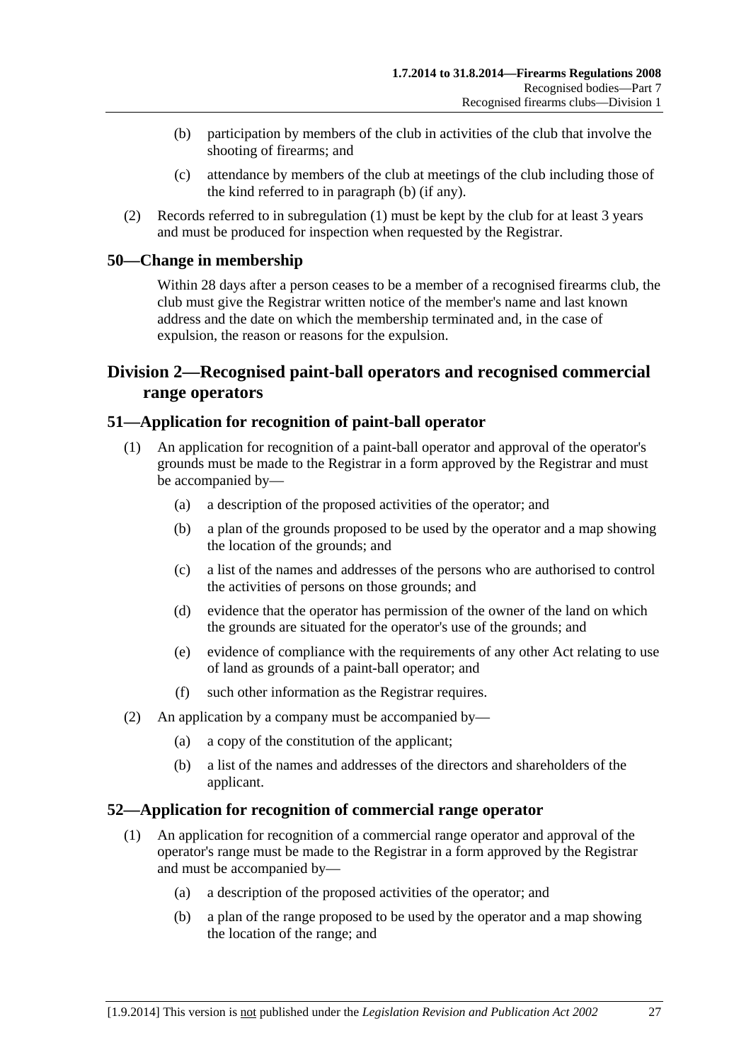(b) participation by members of the club in activities of the club that involve the shooting of firearms; and

(c) attendance by members of the club at meetings of the club including those of the kind referred to in paragraph (b) (if any).

(2) Records referred to in subregulation (1) must be kept by the club for at least 3 years and must be produced for inspection when requested by the Registrar.

### 50—Change in membership

Within 28 days after a person ceases to be a member of a recognised firearms club, the club must give the Registrar written notice of the member's name and last known address and the date on which the membership terminated and, in the case of expulsion, the reason or reasons for the expulsion.

## Division 2—Recognised paint-ball operators and recognised commercial range operators

### 51—Application for recognition of paint-ball operator

(1) An application for recognition of a paint-ball operator and approval of the operator's grounds must be made to the Registrar in a form approved by the Registrar and must be accompanied by—

(a) a description of the proposed activities of the operator; and

(b) a plan of the grounds proposed to be used by the operator and a map showing the location of the grounds; and

(c) a list of the names and addresses of the persons who are authorised to control the activities of persons on those grounds; and

(d) evidence that the operator has permission of the owner of the land on which the grounds are situated for the operator's use of the grounds; and

(e) evidence of compliance with the requirements of any other Act relating to use of land as grounds of a paint-ball operator; and

(f) such other information as the Registrar requires.

(2) An application by a company must be accompanied by—

(a) a copy of the constitution of the applicant;

(b) a list of the names and addresses of the directors and shareholders of the applicant.

### 52—Application for recognition of commercial range operator

(1) An application for recognition of a commercial range operator and approval of the operator's range must be made to the Registrar in a form approved by the Registrar and must be accompanied by—

(a) a description of the proposed activities of the operator; and

(b) a plan of the range proposed to be used by the operator and a map showing the location of the range; and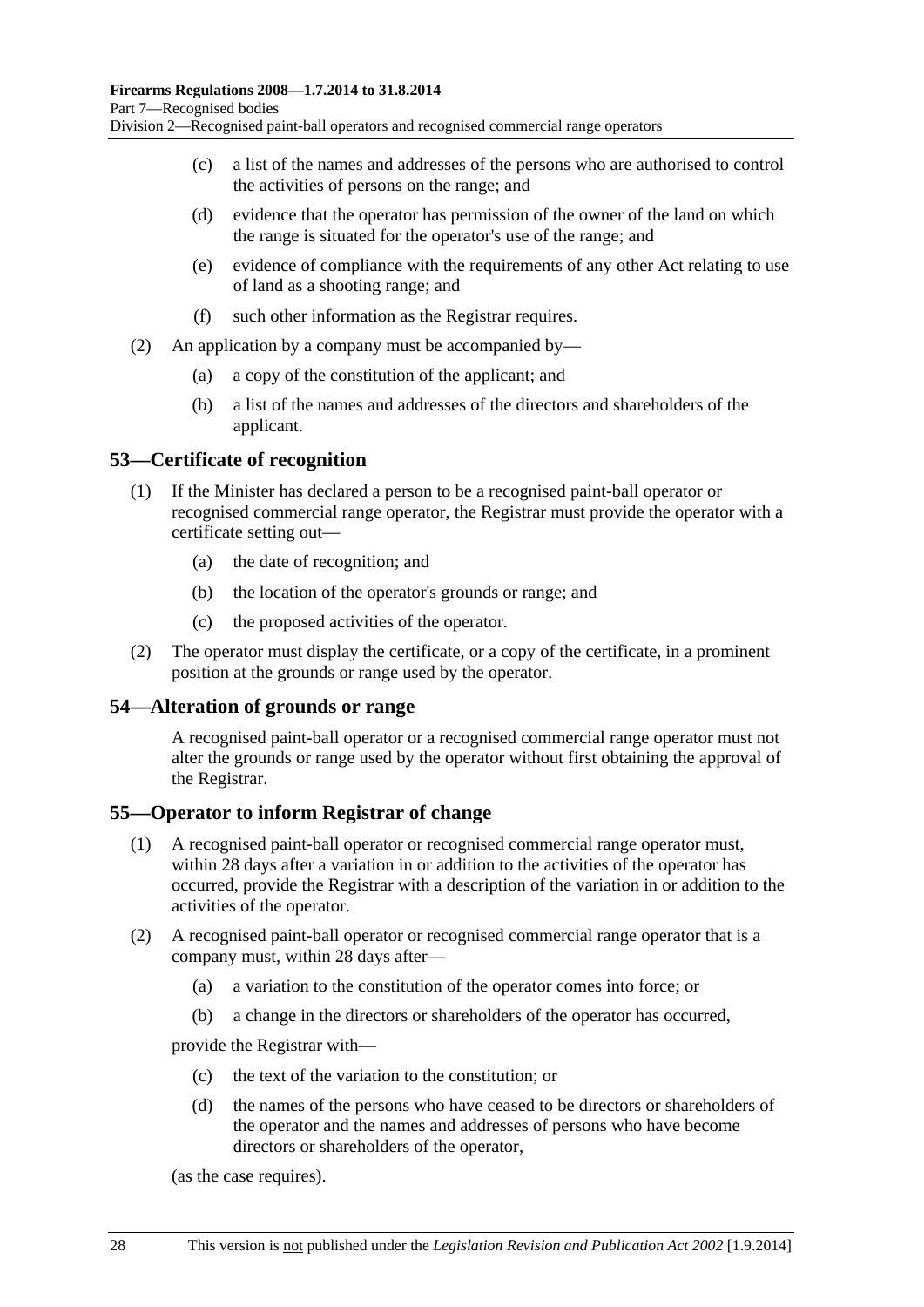(c) a list of the names and addresses of the persons who are authorised to control the activities of persons on the range; and

(d) evidence that the operator has permission of the owner of the land on which the range is situated for the operator's use of the range; and

(e) evidence of compliance with the requirements of any other Act relating to use of land as a shooting range; and

(f) such other information as the Registrar requires.

(2) An application by a company must be accompanied by—

(a) a copy of the constitution of the applicant; and

(b) a list of the names and addresses of the directors and shareholders of the applicant.

## 53—Certificate of recognition

(1) If the Minister has declared a person to be a recognised paint-ball operator or recognised commercial range operator, the Registrar must provide the operator with a certificate setting out—

(a) the date of recognition; and

(b) the location of the operator's grounds or range; and

(c) the proposed activities of the operator.

(2) The operator must display the certificate, or a copy of the certificate, in a prominent position at the grounds or range used by the operator.

## 54—Alteration of grounds or range

A recognised paint-ball operator or a recognised commercial range operator must not alter the grounds or range used by the operator without first obtaining the approval of the Registrar.

## 55—Operator to inform Registrar of change

(1) A recognised paint-ball operator or recognised commercial range operator must, within 28 days after a variation in or addition to the activities of the operator has occurred, provide the Registrar with a description of the variation in or addition to the activities of the operator.

(2) A recognised paint-ball operator or recognised commercial range operator that is a company must, within 28 days after—

(a) a variation to the constitution of the operator comes into force; or

(b) a change in the directors or shareholders of the operator has occurred,

provide the Registrar with—

(c) the text of the variation to the constitution; or

(d) the names of the persons who have ceased to be directors or shareholders of the operator and the names and addresses of persons who have become directors or shareholders of the operator,

(as the case requires).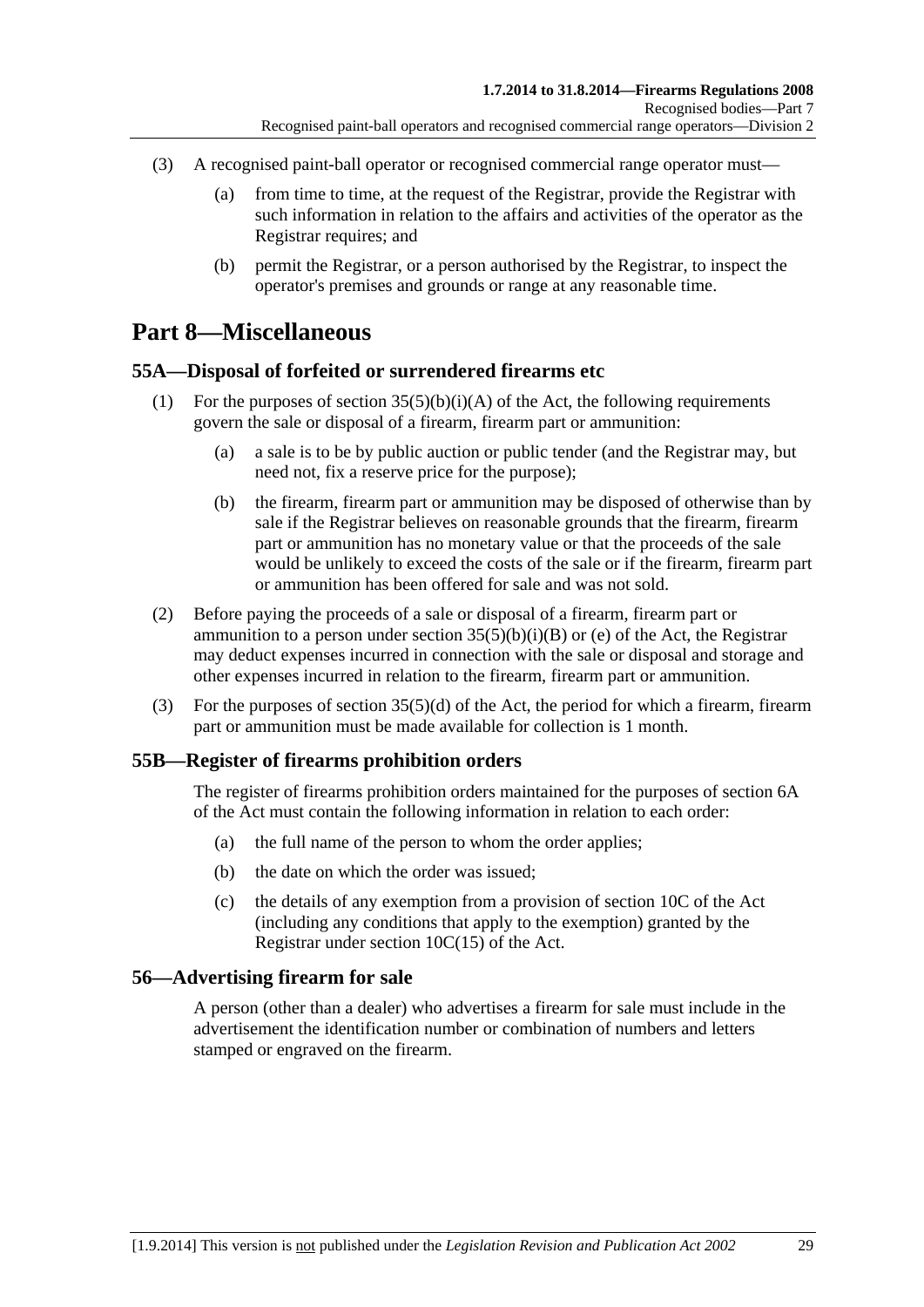(3) A recognised paint-ball operator or recognised commercial range operator must—

(a) from time to time, at the request of the Registrar, provide the Registrar with such information in relation to the affairs and activities of the operator as the Registrar requires; and

(b) permit the Registrar, or a person authorised by the Registrar, to inspect the operator's premises and grounds or range at any reasonable time.

# Part 8—Miscellaneous

## 55A—Disposal of forfeited or surrendered firearms etc

(1) For the purposes of section 35(5)(b)(i)(A) of the Act, the following requirements govern the sale or disposal of a firearm, firearm part or ammunition:

(a) a sale is to be by public auction or public tender (and the Registrar may, but need not, fix a reserve price for the purpose);

(b) the firearm, firearm part or ammunition may be disposed of otherwise than by sale if the Registrar believes on reasonable grounds that the firearm, firearm part or ammunition has no monetary value or that the proceeds of the sale would be unlikely to exceed the costs of the sale or if the firearm, firearm part or ammunition has been offered for sale and was not sold.

(2) Before paying the proceeds of a sale or disposal of a firearm, firearm part or ammunition to a person under section 35(5)(b)(i)(B) or (e) of the Act, the Registrar may deduct expenses incurred in connection with the sale or disposal and storage and other expenses incurred in relation to the firearm, firearm part or ammunition.

(3) For the purposes of section 35(5)(d) of the Act, the period for which a firearm, firearm part or ammunition must be made available for collection is 1 month.

## 55B—Register of firearms prohibition orders

The register of firearms prohibition orders maintained for the purposes of section 6A of the Act must contain the following information in relation to each order:

(a) the full name of the person to whom the order applies;

(b) the date on which the order was issued;

(c) the details of any exemption from a provision of section 10C of the Act (including any conditions that apply to the exemption) granted by the Registrar under section 10C(15) of the Act.

## 56—Advertising firearm for sale

A person (other than a dealer) who advertises a firearm for sale must include in the advertisement the identification number or combination of numbers and letters stamped or engraved on the firearm.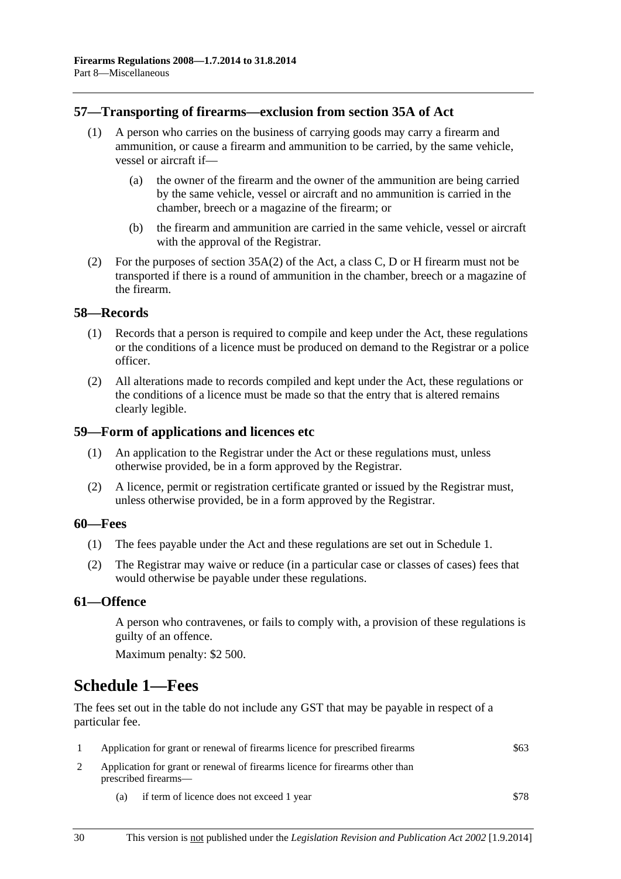## 57—Transporting of firearms—exclusion from section 35A of Act

(1) A person who carries on the business of carrying goods may carry a firearm and ammunition, or cause a firearm and ammunition to be carried, by the same vehicle, vessel or aircraft if—

(a) the owner of the firearm and the owner of the ammunition are being carried by the same vehicle, vessel or aircraft and no ammunition is carried in the chamber, breech or a magazine of the firearm; or

(b) the firearm and ammunition are carried in the same vehicle, vessel or aircraft with the approval of the Registrar.

(2) For the purposes of section 35A(2) of the Act, a class C, D or H firearm must not be transported if there is a round of ammunition in the chamber, breech or a magazine of the firearm.

## 58—Records

(1) Records that a person is required to compile and keep under the Act, these regulations or the conditions of a licence must be produced on demand to the Registrar or a police officer.

(2) All alterations made to records compiled and kept under the Act, these regulations or the conditions of a licence must be made so that the entry that is altered remains clearly legible.

## 59—Form of applications and licences etc

(1) An application to the Registrar under the Act or these regulations must, unless otherwise provided, be in a form approved by the Registrar.

(2) A licence, permit or registration certificate granted or issued by the Registrar must, unless otherwise provided, be in a form approved by the Registrar.

## 60—Fees

(1) The fees payable under the Act and these regulations are set out in Schedule 1.

(2) The Registrar may waive or reduce (in a particular case or classes of cases) fees that would otherwise be payable under these regulations.

## 61—Offence

A person who contravenes, or fails to comply with, a provision of these regulations is guilty of an offence.

Maximum penalty: $2 500.

# Schedule 1—Fees

The fees set out in the table do not include any GST that may be payable in respect of a particular fee.

| | | |
|---|---|---|
| 1 | Application for grant or renewal of firearms licence for prescribed firearms | $63 |
| 2 | Application for grant or renewal of firearms licence for firearms other than prescribed firearms— | |
| | (a) if term of licence does not exceed 1 year | $78 |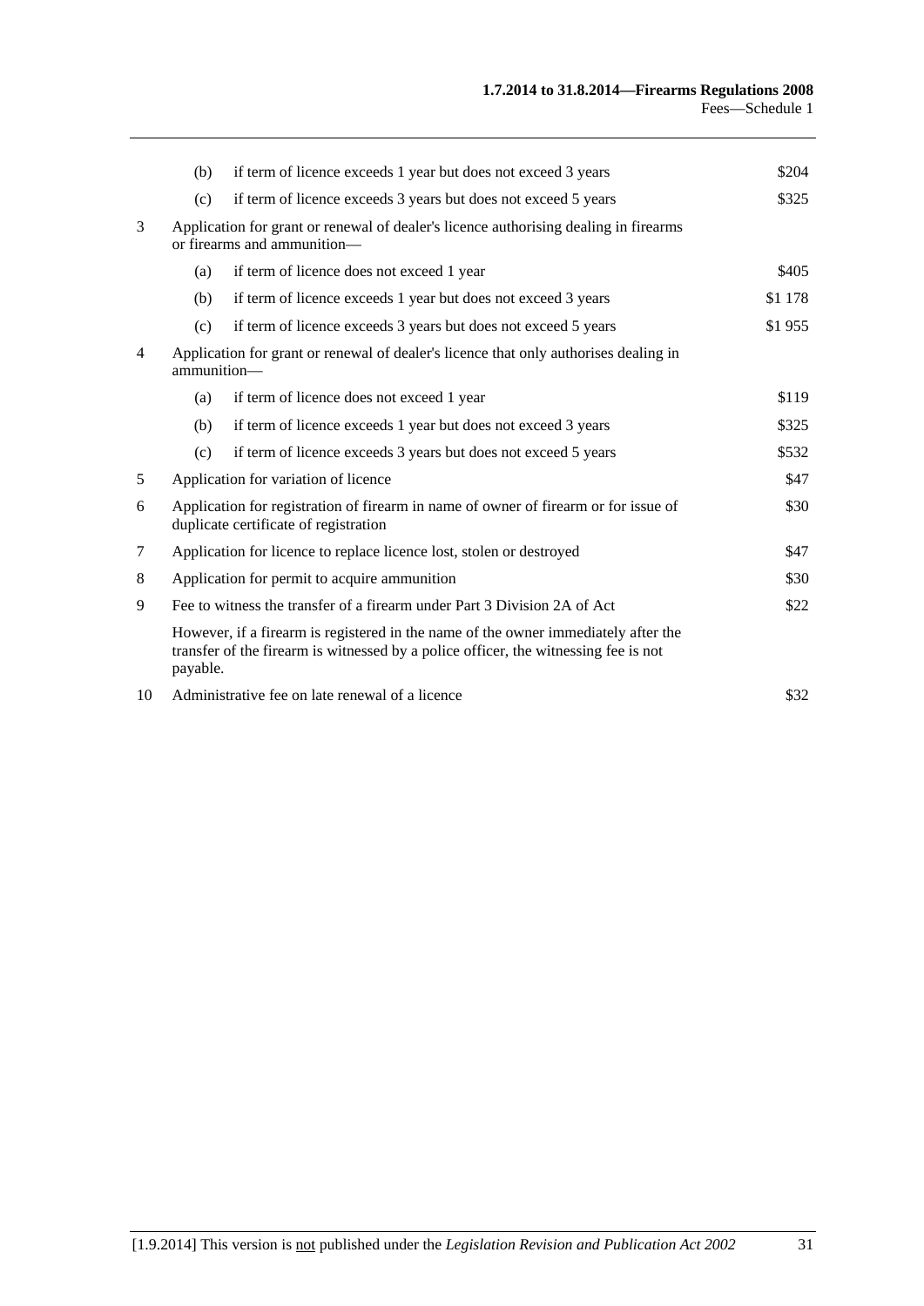| | | | |
|---|---|---|---|
| | (b) | if term of licence exceeds 1 year but does not exceed 3 years | $204 |
| | (c) | if term of licence exceeds 3 years but does not exceed 5 years | $325 |
| 3 | Application for grant or renewal of dealer's licence authorising dealing in firearms or firearms and ammunition— | | |
| | (a) | if term of licence does not exceed 1 year | $405 |
| | (b) | if term of licence exceeds 1 year but does not exceed 3 years | $1 178 |
| | (c) | if term of licence exceeds 3 years but does not exceed 5 years | $1 955 |
| 4 | Application for grant or renewal of dealer's licence that only authorises dealing in ammunition— | | |
| | (a) | if term of licence does not exceed 1 year | $119 |
| | (b) | if term of licence exceeds 1 year but does not exceed 3 years | $325 |
| | (c) | if term of licence exceeds 3 years but does not exceed 5 years | $532 |
| 5 | Application for variation of licence | | $47 |
| 6 | Application for registration of firearm in name of owner of firearm or for issue of duplicate certificate of registration | | $30 |
| 7 | Application for licence to replace licence lost, stolen or destroyed | | $47 |
| 8 | Application for permit to acquire ammunition | | $30 |
| 9 | Fee to witness the transfer of a firearm under Part 3 Division 2A of Act | | $22 |
| | However, if a firearm is registered in the name of the owner immediately after the transfer of the firearm is witnessed by a police officer, the witnessing fee is not payable. | | |
| 10 | Administrative fee on late renewal of a licence | | $32 |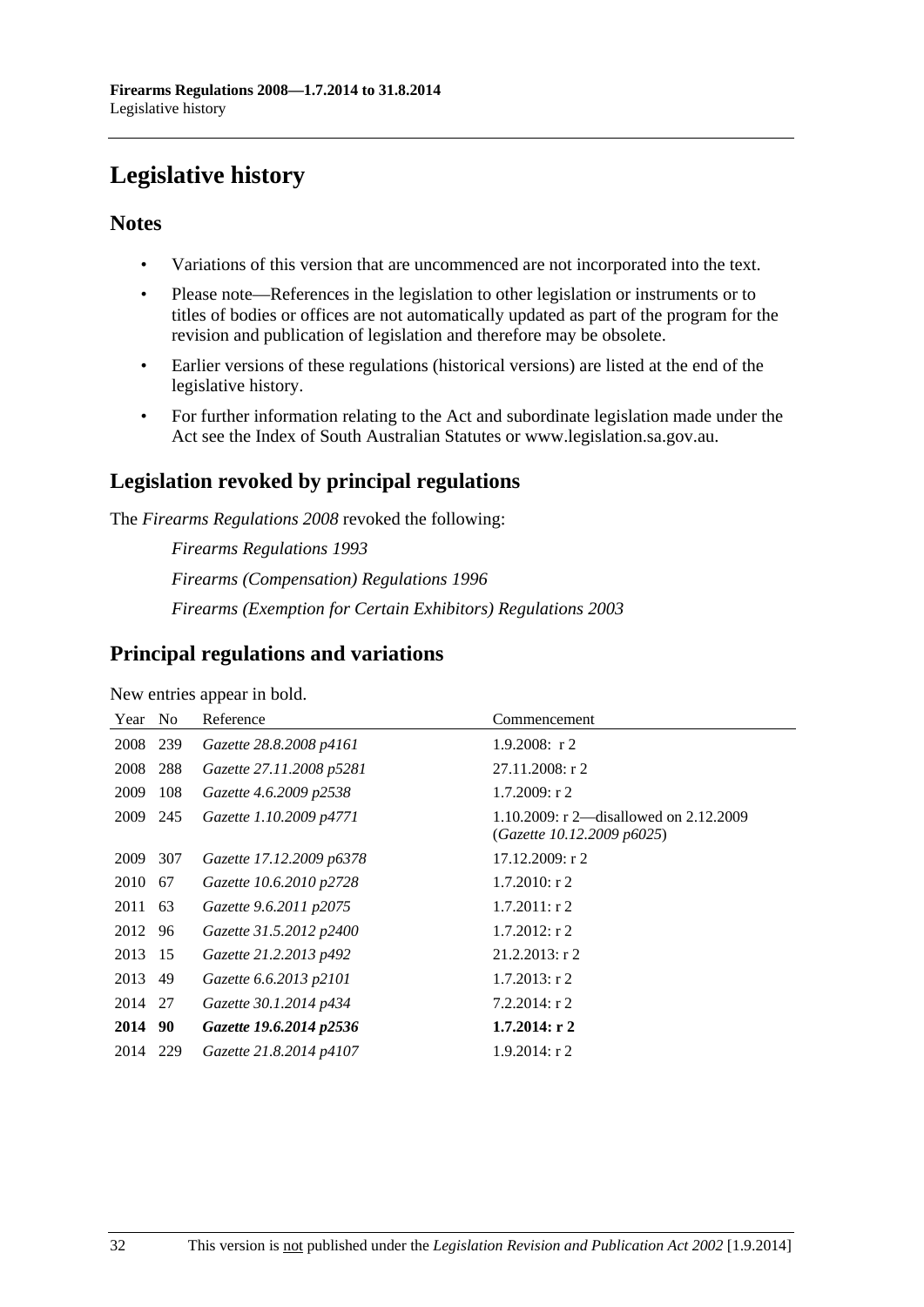# Legislative history

## Notes

- Variations of this version that are uncommenced are not incorporated into the text.
- Please note—References in the legislation to other legislation or instruments or to titles of bodies or offices are not automatically updated as part of the program for the revision and publication of legislation and therefore may be obsolete.
- Earlier versions of these regulations (historical versions) are listed at the end of the legislative history.
- For further information relating to the Act and subordinate legislation made under the Act see the Index of South Australian Statutes or www.legislation.sa.gov.au.

## Legislation revoked by principal regulations

The *Firearms Regulations 2008* revoked the following:

*Firearms Regulations 1993*

*Firearms (Compensation) Regulations 1996*

*Firearms (Exemption for Certain Exhibitors) Regulations 2003*

## Principal regulations and variations

New entries appear in bold.

| Year | No | Reference | Commencement |
|---|---|---|---|
| 2008 | 239 | *Gazette 28.8.2008 p4161* | 1.9.2008: r 2 |
| 2008 | 288 | *Gazette 27.11.2008 p5281* | 27.11.2008: r 2 |
| 2009 | 108 | *Gazette 4.6.2009 p2538* | 1.7.2009: r 2 |
| 2009 | 245 | *Gazette 1.10.2009 p4771* | 1.10.2009: r 2—disallowed on 2.12.2009 (*Gazette 10.12.2009 p6025*) |
| 2009 | 307 | *Gazette 17.12.2009 p6378* | 17.12.2009: r 2 |
| 2010 | 67 | *Gazette 10.6.2010 p2728* | 1.7.2010: r 2 |
| 2011 | 63 | *Gazette 9.6.2011 p2075* | 1.7.2011: r 2 |
| 2012 | 96 | *Gazette 31.5.2012 p2400* | 1.7.2012: r 2 |
| 2013 | 15 | *Gazette 21.2.2013 p492* | 21.2.2013: r 2 |
| 2013 | 49 | *Gazette 6.6.2013 p2101* | 1.7.2013: r 2 |
| 2014 | 27 | *Gazette 30.1.2014 p434* | 7.2.2014: r 2 |
| **2014** | **90** | ***Gazette 19.6.2014 p2536*** | **1.7.2014: r 2** |
| 2014 | 229 | *Gazette 21.8.2014 p4107* | 1.9.2014: r 2 |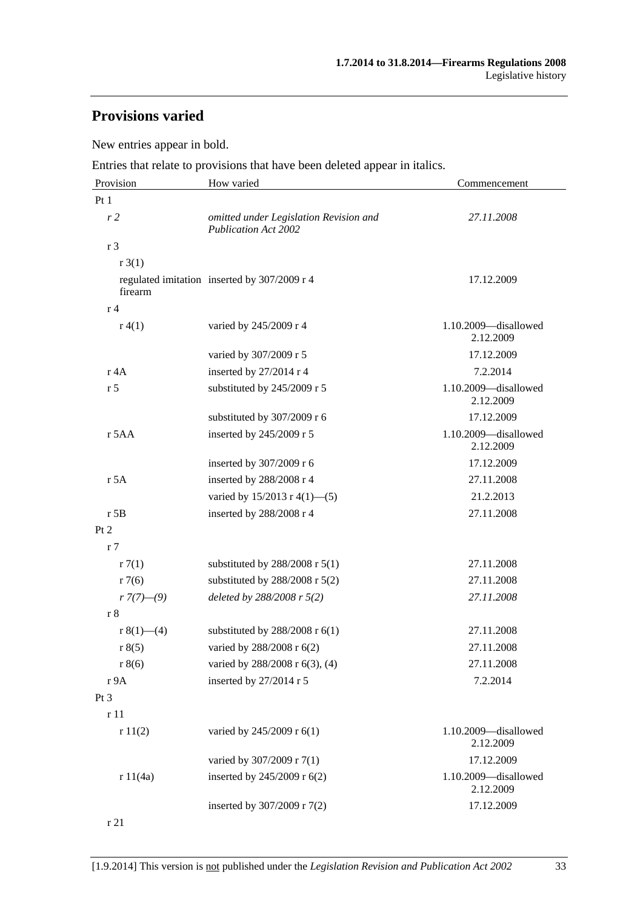## Provisions varied

New entries appear in bold.

Entries that relate to provisions that have been deleted appear in italics.

| Provision | How varied | Commencement |
|---|---|---|
| Pt 1 | | |
| *r 2* | *omitted under Legislation Revision and Publication Act 2002* | *27.11.2008* |
| r 3 | | |
| r 3(1) | | |
| regulated imitation firearm | inserted by 307/2009 r 4 | 17.12.2009 |
| r 4 | | |
| r 4(1) | varied by 245/2009 r 4 | 1.10.2009—disallowed 2.12.2009 |
| | varied by 307/2009 r 5 | 17.12.2009 |
| r 4A | inserted by 27/2014 r 4 | 7.2.2014 |
| r 5 | substituted by 245/2009 r 5 | 1.10.2009—disallowed 2.12.2009 |
| | substituted by 307/2009 r 6 | 17.12.2009 |
| r 5AA | inserted by 245/2009 r 5 | 1.10.2009—disallowed 2.12.2009 |
| | inserted by 307/2009 r 6 | 17.12.2009 |
| r 5A | inserted by 288/2008 r 4 | 27.11.2008 |
| | varied by 15/2013 r 4(1)—(5) | 21.2.2013 |
| r 5B | inserted by 288/2008 r 4 | 27.11.2008 |
| Pt 2 | | |
| r 7 | | |
| r 7(1) | substituted by 288/2008 r 5(1) | 27.11.2008 |
| r 7(6) | substituted by 288/2008 r 5(2) | 27.11.2008 |
| *r 7(7)—(9)* | *deleted by 288/2008 r 5(2)* | *27.11.2008* |
| r 8 | | |
| r 8(1)—(4) | substituted by 288/2008 r 6(1) | 27.11.2008 |
| r 8(5) | varied by 288/2008 r 6(2) | 27.11.2008 |
| r 8(6) | varied by 288/2008 r 6(3), (4) | 27.11.2008 |
| r 9A | inserted by 27/2014 r 5 | 7.2.2014 |
| Pt 3 | | |
| r 11 | | |
| r 11(2) | varied by 245/2009 r 6(1) | 1.10.2009—disallowed 2.12.2009 |
| | varied by 307/2009 r 7(1) | 17.12.2009 |
| r 11(4a) | inserted by 245/2009 r 6(2) | 1.10.2009—disallowed 2.12.2009 |
| | inserted by 307/2009 r 7(2) | 17.12.2009 |
| r 21 | | |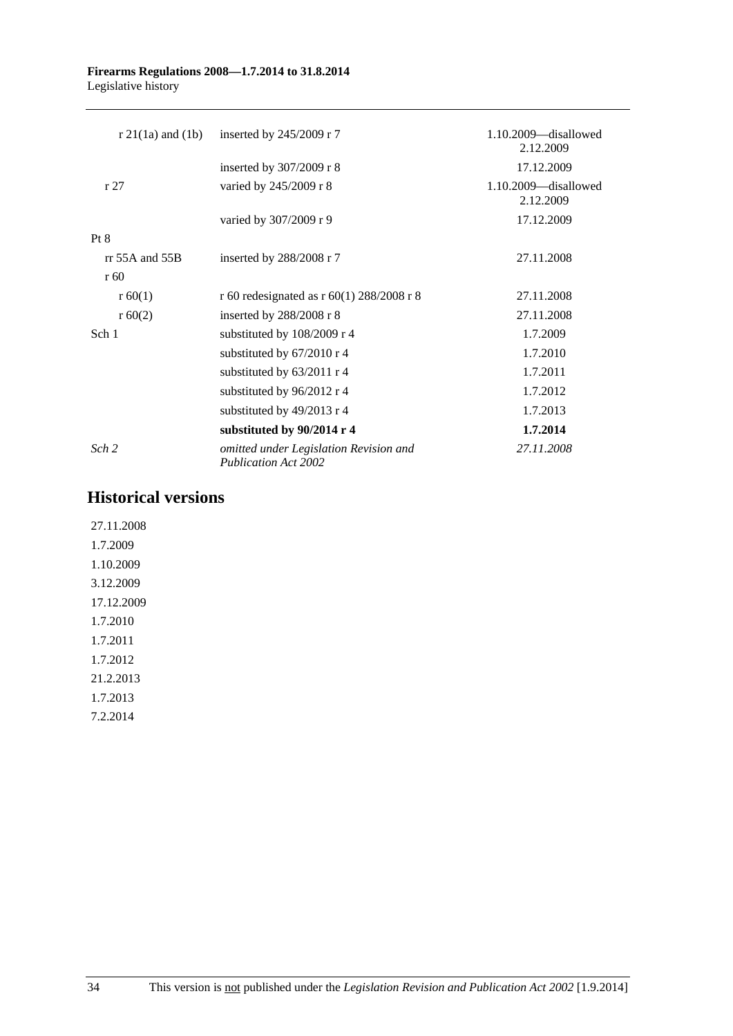| | | |
|---|---|---|
| r 21(1a) and (1b) | inserted by 245/2009 r 7 | 1.10.2009—disallowed 2.12.2009 |
| | inserted by 307/2009 r 8 | 17.12.2009 |
| r 27 | varied by 245/2009 r 8 | 1.10.2009—disallowed 2.12.2009 |
| | varied by 307/2009 r 9 | 17.12.2009 |
| Pt 8 | | |
| rr 55A and 55B | inserted by 288/2008 r 7 | 27.11.2008 |
| r 60 | | |
| r 60(1) | r 60 redesignated as r 60(1) 288/2008 r 8 | 27.11.2008 |
| r 60(2) | inserted by 288/2008 r 8 | 27.11.2008 |
| Sch 1 | substituted by 108/2009 r 4 | 1.7.2009 |
| | substituted by 67/2010 r 4 | 1.7.2010 |
| | substituted by 63/2011 r 4 | 1.7.2011 |
| | substituted by 96/2012 r 4 | 1.7.2012 |
| | substituted by 49/2013 r 4 | 1.7.2013 |
| | **substituted by 90/2014 r 4** | **1.7.2014** |
| *Sch 2* | *omitted under Legislation Revision and Publication Act 2002* | *27.11.2008* |

## Historical versions

27.11.2008

1.7.2009

1.10.2009

3.12.2009

17.12.2009

1.7.2010

1.7.2011

1.7.2012

21.2.2013

1.7.2013

7.2.2014